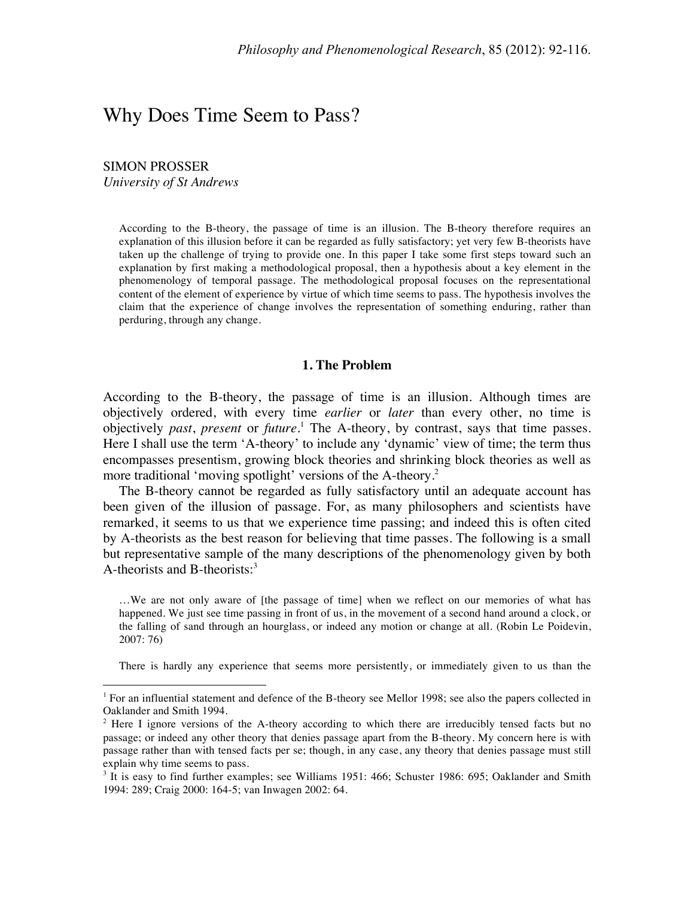# Why Does Time Seem to Pass?

SIMON PROSSER
*University of St Andrews*

According to the B-theory, the passage of time is an illusion. The B-theory therefore requires an explanation of this illusion before it can be regarded as fully satisfactory; yet very few B-theorists have taken up the challenge of trying to provide one. In this paper I take some first steps toward such an explanation by first making a methodological proposal, then a hypothesis about a key element in the phenomenology of temporal passage. The methodological proposal focuses on the representational content of the element of experience by virtue of which time seems to pass. The hypothesis involves the claim that the experience of change involves the representation of something enduring, rather than perduring, through any change.

## 1. The Problem

According to the B-theory, the passage of time is an illusion. Although times are objectively ordered, with every time *earlier* or *later* than every other, no time is objectively *past*, *present* or *future*.[1] The A-theory, by contrast, says that time passes. Here I shall use the term 'A-theory' to include any 'dynamic' view of time; the term thus encompasses presentism, growing block theories and shrinking block theories as well as more traditional 'moving spotlight' versions of the A-theory.[2]

The B-theory cannot be regarded as fully satisfactory until an adequate account has been given of the illusion of passage. For, as many philosophers and scientists have remarked, it seems to us that we experience time passing; and indeed this is often cited by A-theorists as the best reason for believing that time passes. The following is a small but representative sample of the many descriptions of the phenomenology given by both A-theorists and B-theorists:[3]

> …We are not only aware of [the passage of time] when we reflect on our memories of what has happened. We just see time passing in front of us, in the movement of a second hand around a clock, or the falling of sand through an hourglass, or indeed any motion or change at all. (Robin Le Poidevin, 2007: 76)

> There is hardly any experience that seems more persistently, or immediately given to us than the

---

[1] For an influential statement and defence of the B-theory see Mellor 1998; see also the papers collected in Oaklander and Smith 1994.

[2] Here I ignore versions of the A-theory according to which there are irreducibly tensed facts but no passage; or indeed any other theory that denies passage apart from the B-theory. My concern here is with passage rather than with tensed facts per se; though, in any case, any theory that denies passage must still explain why time seems to pass.

[3] It is easy to find further examples; see Williams 1951: 466; Schuster 1986: 695; Oaklander and Smith 1994: 289; Craig 2000: 164-5; van Inwagen 2002: 64.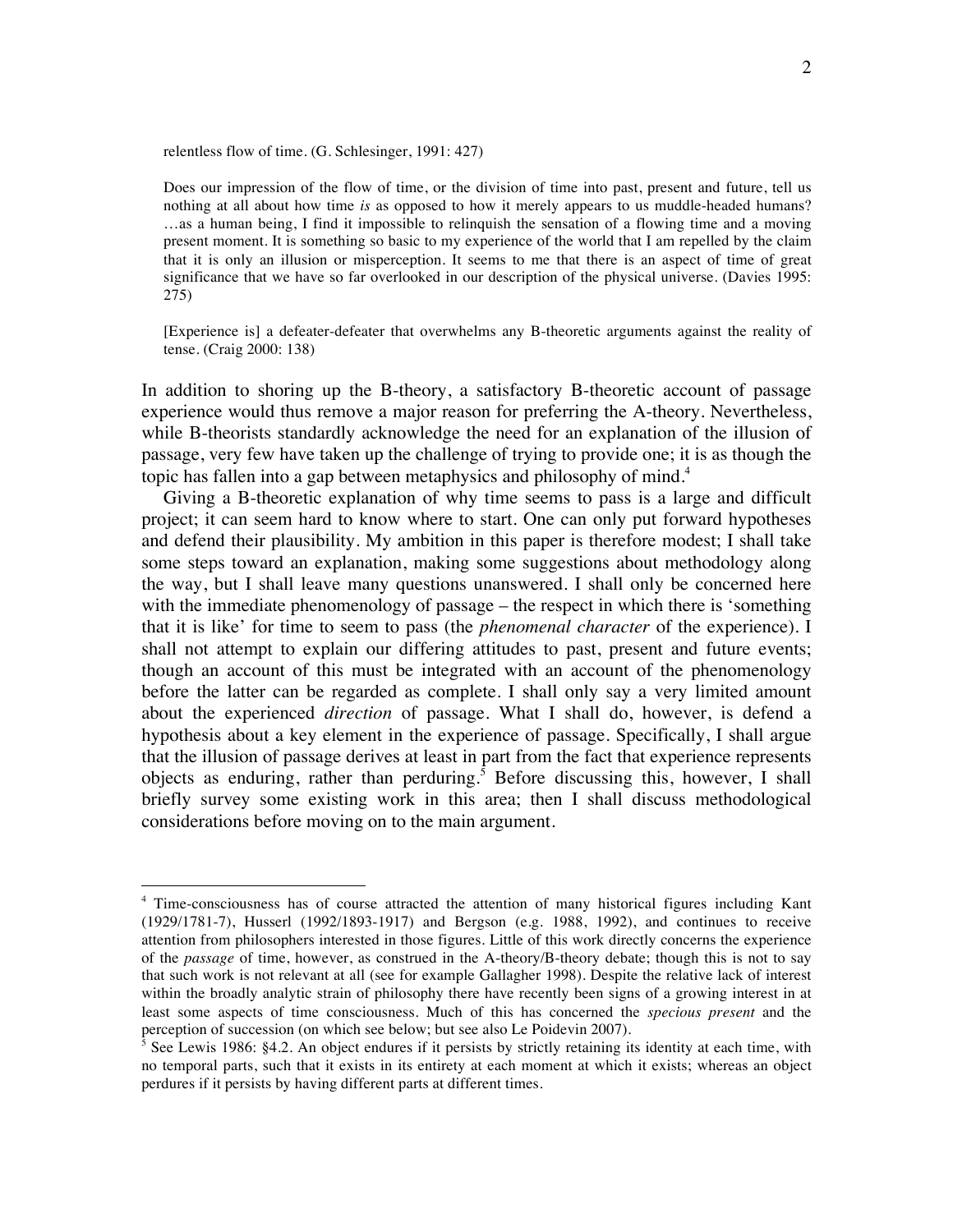relentless flow of time. (G. Schlesinger, 1991: 427)

> Does our impression of the flow of time, or the division of time into past, present and future, tell us nothing at all about how time *is* as opposed to how it merely appears to us muddle-headed humans? …as a human being, I find it impossible to relinquish the sensation of a flowing time and a moving present moment. It is something so basic to my experience of the world that I am repelled by the claim that it is only an illusion or misperception. It seems to me that there is an aspect of time of great significance that we have so far overlooked in our description of the physical universe. (Davies 1995: 275)

> [Experience is] a defeater-defeater that overwhelms any B-theoretic arguments against the reality of tense. (Craig 2000: 138)

In addition to shoring up the B-theory, a satisfactory B-theoretic account of passage experience would thus remove a major reason for preferring the A-theory. Nevertheless, while B-theorists standardly acknowledge the need for an explanation of the illusion of passage, very few have taken up the challenge of trying to provide one; it is as though the topic has fallen into a gap between metaphysics and philosophy of mind.[4]

Giving a B-theoretic explanation of why time seems to pass is a large and difficult project; it can seem hard to know where to start. One can only put forward hypotheses and defend their plausibility. My ambition in this paper is therefore modest; I shall take some steps toward an explanation, making some suggestions about methodology along the way, but I shall leave many questions unanswered. I shall only be concerned here with the immediate phenomenology of passage – the respect in which there is 'something that it is like' for time to seem to pass (the *phenomenal character* of the experience). I shall not attempt to explain our differing attitudes to past, present and future events; though an account of this must be integrated with an account of the phenomenology before the latter can be regarded as complete. I shall only say a very limited amount about the experienced *direction* of passage. What I shall do, however, is defend a hypothesis about a key element in the experience of passage. Specifically, I shall argue that the illusion of passage derives at least in part from the fact that experience represents objects as enduring, rather than perduring.[5] Before discussing this, however, I shall briefly survey some existing work in this area; then I shall discuss methodological considerations before moving on to the main argument.

---

[4] Time-consciousness has of course attracted the attention of many historical figures including Kant (1929/1781-7), Husserl (1992/1893-1917) and Bergson (e.g. 1988, 1992), and continues to receive attention from philosophers interested in those figures. Little of this work directly concerns the experience of the *passage* of time, however, as construed in the A-theory/B-theory debate; though this is not to say that such work is not relevant at all (see for example Gallagher 1998). Despite the relative lack of interest within the broadly analytic strain of philosophy there have recently been signs of a growing interest in at least some aspects of time consciousness. Much of this has concerned the *specious present* and the perception of succession (on which see below; but see also Le Poidevin 2007).

[5] See Lewis 1986: §4.2. An object endures if it persists by strictly retaining its identity at each time, with no temporal parts, such that it exists in its entirety at each moment at which it exists; whereas an object perdures if it persists by having different parts at different times.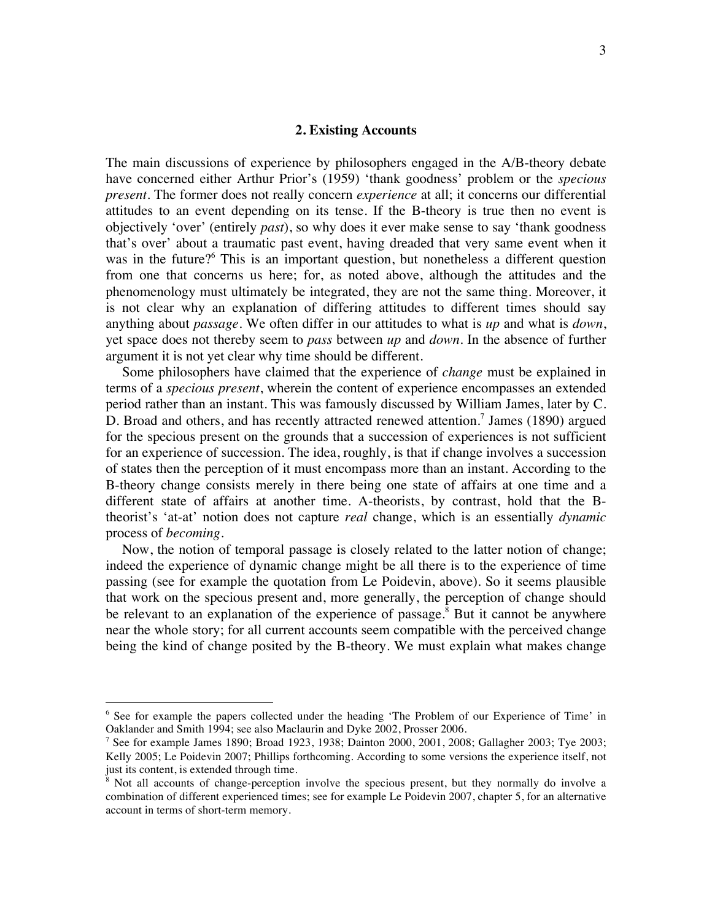## 2. Existing Accounts

The main discussions of experience by philosophers engaged in the A/B-theory debate have concerned either Arthur Prior's (1959) 'thank goodness' problem or the *specious present*. The former does not really concern *experience* at all; it concerns our differential attitudes to an event depending on its tense. If the B-theory is true then no event is objectively 'over' (entirely *past*), so why does it ever make sense to say 'thank goodness that's over' about a traumatic past event, having dreaded that very same event when it was in the future?[6] This is an important question, but nonetheless a different question from one that concerns us here; for, as noted above, although the attitudes and the phenomenology must ultimately be integrated, they are not the same thing. Moreover, it is not clear why an explanation of differing attitudes to different times should say anything about *passage*. We often differ in our attitudes to what is *up* and what is *down*, yet space does not thereby seem to *pass* between *up* and *down*. In the absence of further argument it is not yet clear why time should be different.

Some philosophers have claimed that the experience of *change* must be explained in terms of a *specious present*, wherein the content of experience encompasses an extended period rather than an instant. This was famously discussed by William James, later by C. D. Broad and others, and has recently attracted renewed attention.[7] James (1890) argued for the specious present on the grounds that a succession of experiences is not sufficient for an experience of succession. The idea, roughly, is that if change involves a succession of states then the perception of it must encompass more than an instant. According to the B-theory change consists merely in there being one state of affairs at one time and a different state of affairs at another time. A-theorists, by contrast, hold that the B-theorist's 'at-at' notion does not capture *real* change, which is an essentially *dynamic* process of *becoming*.

Now, the notion of temporal passage is closely related to the latter notion of change; indeed the experience of dynamic change might be all there is to the experience of time passing (see for example the quotation from Le Poidevin, above). So it seems plausible that work on the specious present and, more generally, the perception of change should be relevant to an explanation of the experience of passage.[8] But it cannot be anywhere near the whole story; for all current accounts seem compatible with the perceived change being the kind of change posited by the B-theory. We must explain what makes change

---

[6] See for example the papers collected under the heading 'The Problem of our Experience of Time' in Oaklander and Smith 1994; see also Maclaurin and Dyke 2002, Prosser 2006.

[7] See for example James 1890; Broad 1923, 1938; Dainton 2000, 2001, 2008; Gallagher 2003; Tye 2003; Kelly 2005; Le Poidevin 2007; Phillips forthcoming. According to some versions the experience itself, not just its content, is extended through time.

[8] Not all accounts of change-perception involve the specious present, but they normally do involve a combination of different experienced times; see for example Le Poidevin 2007, chapter 5, for an alternative account in terms of short-term memory.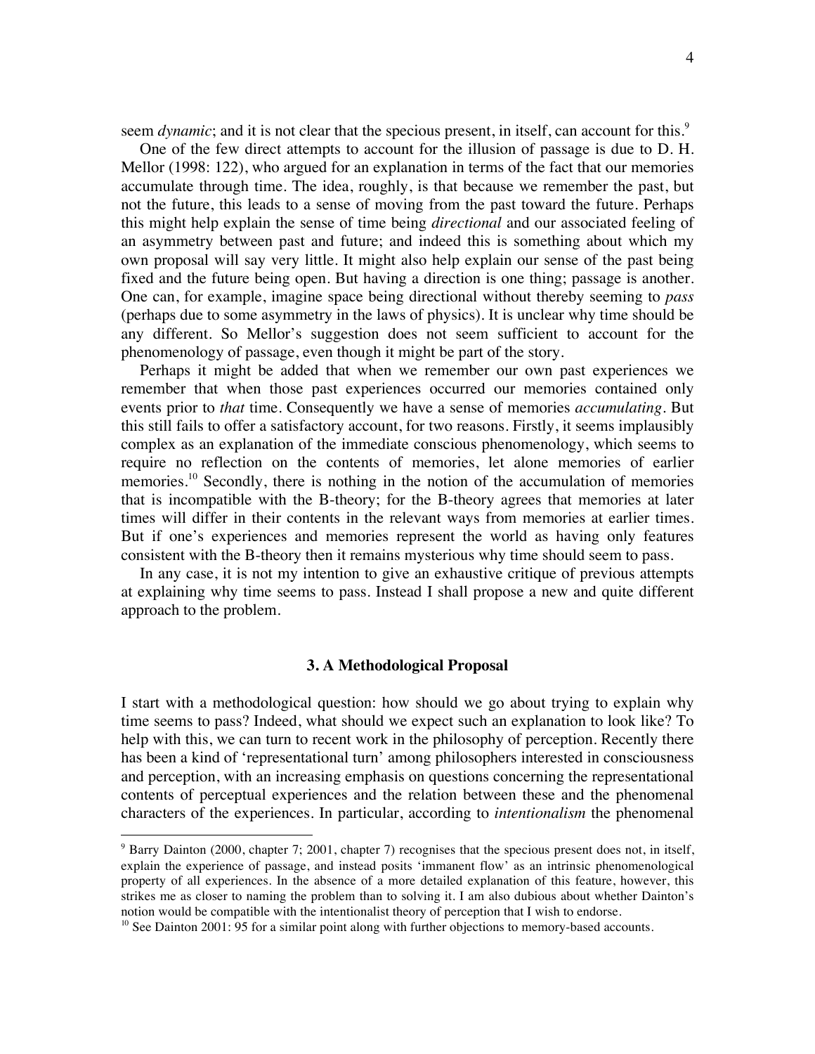seem *dynamic*; and it is not clear that the specious present, in itself, can account for this.[9]

One of the few direct attempts to account for the illusion of passage is due to D. H. Mellor (1998: 122), who argued for an explanation in terms of the fact that our memories accumulate through time. The idea, roughly, is that because we remember the past, but not the future, this leads to a sense of moving from the past toward the future. Perhaps this might help explain the sense of time being *directional* and our associated feeling of an asymmetry between past and future; and indeed this is something about which my own proposal will say very little. It might also help explain our sense of the past being fixed and the future being open. But having a direction is one thing; passage is another. One can, for example, imagine space being directional without thereby seeming to *pass* (perhaps due to some asymmetry in the laws of physics). It is unclear why time should be any different. So Mellor's suggestion does not seem sufficient to account for the phenomenology of passage, even though it might be part of the story.

Perhaps it might be added that when we remember our own past experiences we remember that when those past experiences occurred our memories contained only events prior to *that* time. Consequently we have a sense of memories *accumulating*. But this still fails to offer a satisfactory account, for two reasons. Firstly, it seems implausibly complex as an explanation of the immediate conscious phenomenology, which seems to require no reflection on the contents of memories, let alone memories of earlier memories.[10] Secondly, there is nothing in the notion of the accumulation of memories that is incompatible with the B-theory; for the B-theory agrees that memories at later times will differ in their contents in the relevant ways from memories at earlier times. But if one's experiences and memories represent the world as having only features consistent with the B-theory then it remains mysterious why time should seem to pass.

In any case, it is not my intention to give an exhaustive critique of previous attempts at explaining why time seems to pass. Instead I shall propose a new and quite different approach to the problem.

## 3. A Methodological Proposal

I start with a methodological question: how should we go about trying to explain why time seems to pass? Indeed, what should we expect such an explanation to look like? To help with this, we can turn to recent work in the philosophy of perception. Recently there has been a kind of 'representational turn' among philosophers interested in consciousness and perception, with an increasing emphasis on questions concerning the representational contents of perceptual experiences and the relation between these and the phenomenal characters of the experiences. In particular, according to *intentionalism* the phenomenal

---

[9] Barry Dainton (2000, chapter 7; 2001, chapter 7) recognises that the specious present does not, in itself, explain the experience of passage, and instead posits 'immanent flow' as an intrinsic phenomenological property of all experiences. In the absence of a more detailed explanation of this feature, however, this strikes me as closer to naming the problem than to solving it. I am also dubious about whether Dainton's notion would be compatible with the intentionalist theory of perception that I wish to endorse.

[10] See Dainton 2001: 95 for a similar point along with further objections to memory-based accounts.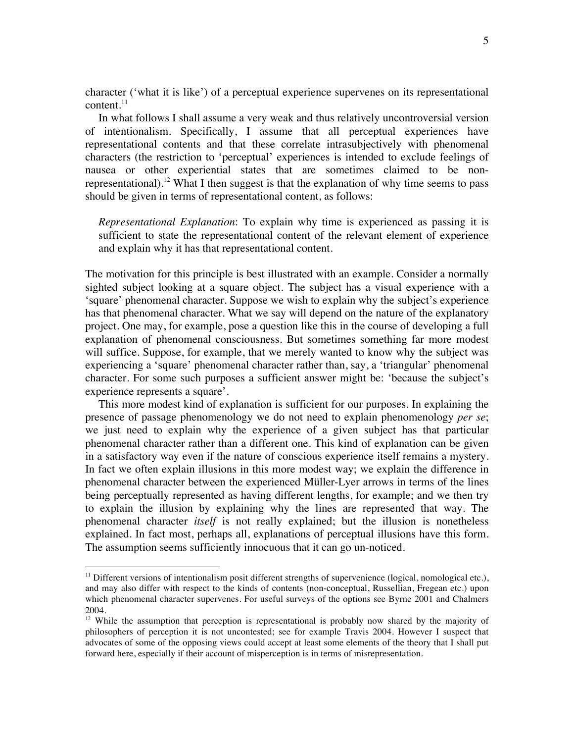character ('what it is like') of a perceptual experience supervenes on its representational content.[11]

In what follows I shall assume a very weak and thus relatively uncontroversial version of intentionalism. Specifically, I assume that all perceptual experiences have representational contents and that these correlate intrasubjectively with phenomenal characters (the restriction to 'perceptual' experiences is intended to exclude feelings of nausea or other experiential states that are sometimes claimed to be non-representational).[12] What I then suggest is that the explanation of why time seems to pass should be given in terms of representational content, as follows:

> *Representational Explanation*: To explain why time is experienced as passing it is sufficient to state the representational content of the relevant element of experience and explain why it has that representational content.

The motivation for this principle is best illustrated with an example. Consider a normally sighted subject looking at a square object. The subject has a visual experience with a 'square' phenomenal character. Suppose we wish to explain why the subject's experience has that phenomenal character. What we say will depend on the nature of the explanatory project. One may, for example, pose a question like this in the course of developing a full explanation of phenomenal consciousness. But sometimes something far more modest will suffice. Suppose, for example, that we merely wanted to know why the subject was experiencing a 'square' phenomenal character rather than, say, a 'triangular' phenomenal character. For some such purposes a sufficient answer might be: 'because the subject's experience represents a square'.

This more modest kind of explanation is sufficient for our purposes. In explaining the presence of passage phenomenology we do not need to explain phenomenology *per se*; we just need to explain why the experience of a given subject has that particular phenomenal character rather than a different one. This kind of explanation can be given in a satisfactory way even if the nature of conscious experience itself remains a mystery. In fact we often explain illusions in this more modest way; we explain the difference in phenomenal character between the experienced Müller-Lyer arrows in terms of the lines being perceptually represented as having different lengths, for example; and we then try to explain the illusion by explaining why the lines are represented that way. The phenomenal character *itself* is not really explained; but the illusion is nonetheless explained. In fact most, perhaps all, explanations of perceptual illusions have this form. The assumption seems sufficiently innocuous that it can go un-noticed.

---

[11] Different versions of intentionalism posit different strengths of supervenience (logical, nomological etc.), and may also differ with respect to the kinds of contents (non-conceptual, Russellian, Fregean etc.) upon which phenomenal character supervenes. For useful surveys of the options see Byrne 2001 and Chalmers 2004.

[12] While the assumption that perception is representational is probably now shared by the majority of philosophers of perception it is not uncontested; see for example Travis 2004. However I suspect that advocates of some of the opposing views could accept at least some elements of the theory that I shall put forward here, especially if their account of misperception is in terms of misrepresentation.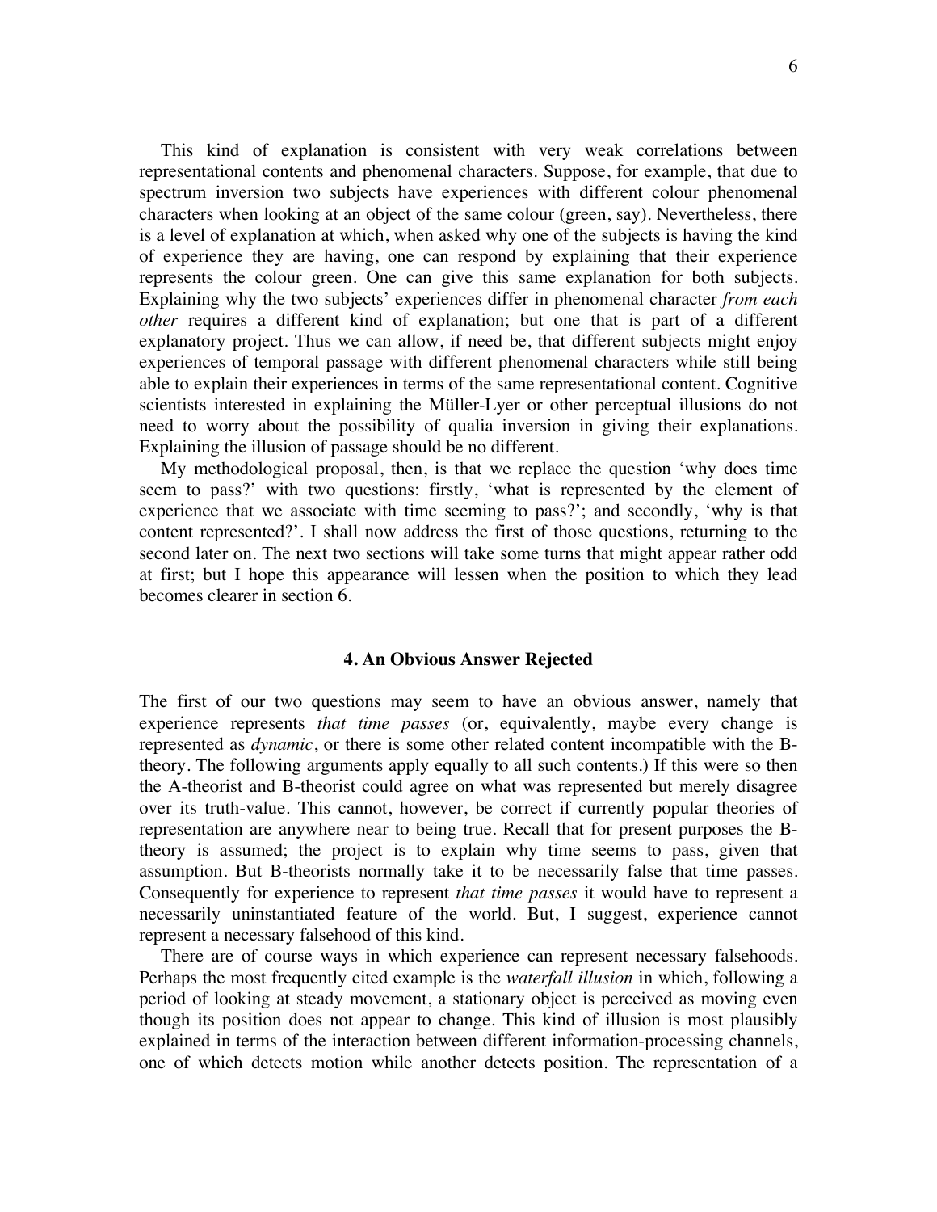This kind of explanation is consistent with very weak correlations between representational contents and phenomenal characters. Suppose, for example, that due to spectrum inversion two subjects have experiences with different colour phenomenal characters when looking at an object of the same colour (green, say). Nevertheless, there is a level of explanation at which, when asked why one of the subjects is having the kind of experience they are having, one can respond by explaining that their experience represents the colour green. One can give this same explanation for both subjects. Explaining why the two subjects' experiences differ in phenomenal character *from each other* requires a different kind of explanation; but one that is part of a different explanatory project. Thus we can allow, if need be, that different subjects might enjoy experiences of temporal passage with different phenomenal characters while still being able to explain their experiences in terms of the same representational content. Cognitive scientists interested in explaining the Müller-Lyer or other perceptual illusions do not need to worry about the possibility of qualia inversion in giving their explanations. Explaining the illusion of passage should be no different.

My methodological proposal, then, is that we replace the question 'why does time seem to pass?' with two questions: firstly, 'what is represented by the element of experience that we associate with time seeming to pass?'; and secondly, 'why is that content represented?'. I shall now address the first of those questions, returning to the second later on. The next two sections will take some turns that might appear rather odd at first; but I hope this appearance will lessen when the position to which they lead becomes clearer in section 6.

## 4. An Obvious Answer Rejected

The first of our two questions may seem to have an obvious answer, namely that experience represents *that time passes* (or, equivalently, maybe every change is represented as *dynamic*, or there is some other related content incompatible with the B-theory. The following arguments apply equally to all such contents.) If this were so then the A-theorist and B-theorist could agree on what was represented but merely disagree over its truth-value. This cannot, however, be correct if currently popular theories of representation are anywhere near to being true. Recall that for present purposes the B-theory is assumed; the project is to explain why time seems to pass, given that assumption. But B-theorists normally take it to be necessarily false that time passes. Consequently for experience to represent *that time passes* it would have to represent a necessarily uninstantiated feature of the world. But, I suggest, experience cannot represent a necessary falsehood of this kind.

There are of course ways in which experience can represent necessary falsehoods. Perhaps the most frequently cited example is the *waterfall illusion* in which, following a period of looking at steady movement, a stationary object is perceived as moving even though its position does not appear to change. This kind of illusion is most plausibly explained in terms of the interaction between different information-processing channels, one of which detects motion while another detects position. The representation of a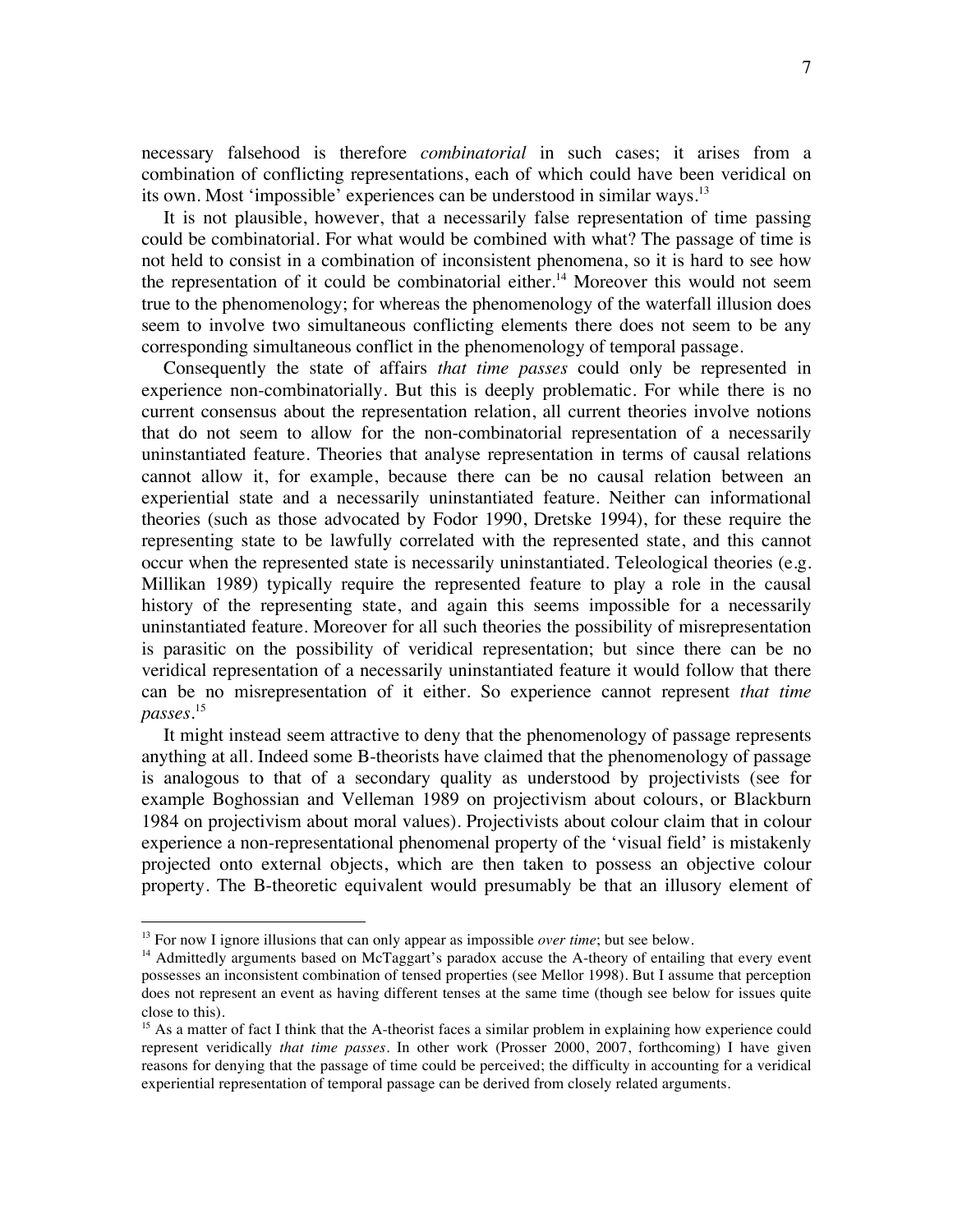necessary falsehood is therefore *combinatorial* in such cases; it arises from a combination of conflicting representations, each of which could have been veridical on its own. Most 'impossible' experiences can be understood in similar ways.[13]

It is not plausible, however, that a necessarily false representation of time passing could be combinatorial. For what would be combined with what? The passage of time is not held to consist in a combination of inconsistent phenomena, so it is hard to see how the representation of it could be combinatorial either.[14] Moreover this would not seem true to the phenomenology; for whereas the phenomenology of the waterfall illusion does seem to involve two simultaneous conflicting elements there does not seem to be any corresponding simultaneous conflict in the phenomenology of temporal passage.

Consequently the state of affairs *that time passes* could only be represented in experience non-combinatorially. But this is deeply problematic. For while there is no current consensus about the representation relation, all current theories involve notions that do not seem to allow for the non-combinatorial representation of a necessarily uninstantiated feature. Theories that analyse representation in terms of causal relations cannot allow it, for example, because there can be no causal relation between an experiential state and a necessarily uninstantiated feature. Neither can informational theories (such as those advocated by Fodor 1990, Dretske 1994), for these require the representing state to be lawfully correlated with the represented state, and this cannot occur when the represented state is necessarily uninstantiated. Teleological theories (e.g. Millikan 1989) typically require the represented feature to play a role in the causal history of the representing state, and again this seems impossible for a necessarily uninstantiated feature. Moreover for all such theories the possibility of misrepresentation is parasitic on the possibility of veridical representation; but since there can be no veridical representation of a necessarily uninstantiated feature it would follow that there can be no misrepresentation of it either. So experience cannot represent *that time passes*.[15]

It might instead seem attractive to deny that the phenomenology of passage represents anything at all. Indeed some B-theorists have claimed that the phenomenology of passage is analogous to that of a secondary quality as understood by projectivists (see for example Boghossian and Velleman 1989 on projectivism about colours, or Blackburn 1984 on projectivism about moral values). Projectivists about colour claim that in colour experience a non-representational phenomenal property of the 'visual field' is mistakenly projected onto external objects, which are then taken to possess an objective colour property. The B-theoretic equivalent would presumably be that an illusory element of

---

[13] For now I ignore illusions that can only appear as impossible *over time*; but see below.

[14] Admittedly arguments based on McTaggart's paradox accuse the A-theory of entailing that every event possesses an inconsistent combination of tensed properties (see Mellor 1998). But I assume that perception does not represent an event as having different tenses at the same time (though see below for issues quite close to this).

[15] As a matter of fact I think that the A-theorist faces a similar problem in explaining how experience could represent veridically *that time passes*. In other work (Prosser 2000, 2007, forthcoming) I have given reasons for denying that the passage of time could be perceived; the difficulty in accounting for a veridical experiential representation of temporal passage can be derived from closely related arguments.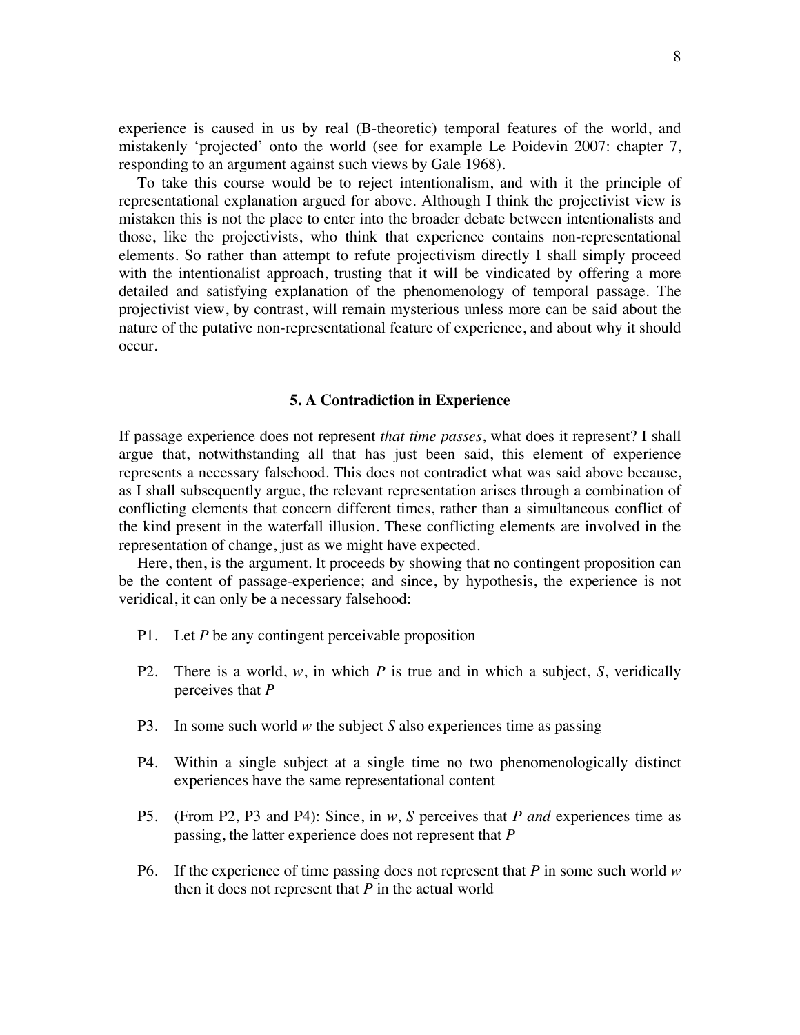experience is caused in us by real (B-theoretic) temporal features of the world, and mistakenly 'projected' onto the world (see for example Le Poidevin 2007: chapter 7, responding to an argument against such views by Gale 1968).

To take this course would be to reject intentionalism, and with it the principle of representational explanation argued for above. Although I think the projectivist view is mistaken this is not the place to enter into the broader debate between intentionalists and those, like the projectivists, who think that experience contains non-representational elements. So rather than attempt to refute projectivism directly I shall simply proceed with the intentionalist approach, trusting that it will be vindicated by offering a more detailed and satisfying explanation of the phenomenology of temporal passage. The projectivist view, by contrast, will remain mysterious unless more can be said about the nature of the putative non-representational feature of experience, and about why it should occur.

## 5. A Contradiction in Experience

If passage experience does not represent *that time passes*, what does it represent? I shall argue that, notwithstanding all that has just been said, this element of experience represents a necessary falsehood. This does not contradict what was said above because, as I shall subsequently argue, the relevant representation arises through a combination of conflicting elements that concern different times, rather than a simultaneous conflict of the kind present in the waterfall illusion. These conflicting elements are involved in the representation of change, just as we might have expected.

Here, then, is the argument. It proceeds by showing that no contingent proposition can be the content of passage-experience; and since, by hypothesis, the experience is not veridical, it can only be a necessary falsehood:

- P1. Let *P* be any contingent perceivable proposition
- P2. There is a world, *w*, in which *P* is true and in which a subject, *S*, veridically perceives that *P*
- P3. In some such world *w* the subject *S* also experiences time as passing
- P4. Within a single subject at a single time no two phenomenologically distinct experiences have the same representational content
- P5. (From P2, P3 and P4): Since, in *w*, *S* perceives that *P and* experiences time as passing, the latter experience does not represent that *P*
- P6. If the experience of time passing does not represent that *P* in some such world *w* then it does not represent that *P* in the actual world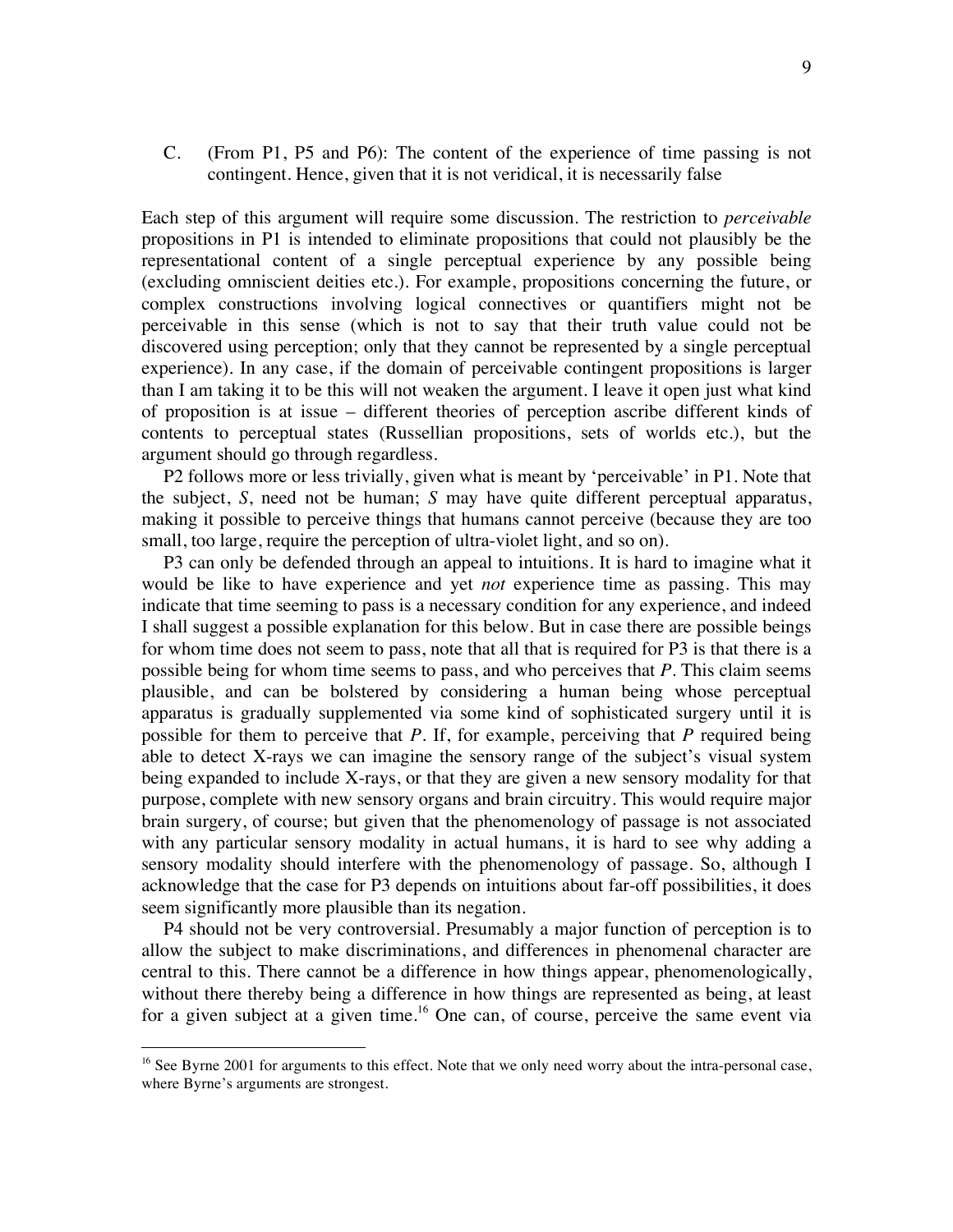C. (From P1, P5 and P6): The content of the experience of time passing is not contingent. Hence, given that it is not veridical, it is necessarily false

Each step of this argument will require some discussion. The restriction to *perceivable* propositions in P1 is intended to eliminate propositions that could not plausibly be the representational content of a single perceptual experience by any possible being (excluding omniscient deities etc.). For example, propositions concerning the future, or complex constructions involving logical connectives or quantifiers might not be perceivable in this sense (which is not to say that their truth value could not be discovered using perception; only that they cannot be represented by a single perceptual experience). In any case, if the domain of perceivable contingent propositions is larger than I am taking it to be this will not weaken the argument. I leave it open just what kind of proposition is at issue – different theories of perception ascribe different kinds of contents to perceptual states (Russellian propositions, sets of worlds etc.), but the argument should go through regardless.

P2 follows more or less trivially, given what is meant by 'perceivable' in P1. Note that the subject, *S*, need not be human; *S* may have quite different perceptual apparatus, making it possible to perceive things that humans cannot perceive (because they are too small, too large, require the perception of ultra-violet light, and so on).

P3 can only be defended through an appeal to intuitions. It is hard to imagine what it would be like to have experience and yet *not* experience time as passing. This may indicate that time seeming to pass is a necessary condition for any experience, and indeed I shall suggest a possible explanation for this below. But in case there are possible beings for whom time does not seem to pass, note that all that is required for P3 is that there is a possible being for whom time seems to pass, and who perceives that *P*. This claim seems plausible, and can be bolstered by considering a human being whose perceptual apparatus is gradually supplemented via some kind of sophisticated surgery until it is possible for them to perceive that *P*. If, for example, perceiving that *P* required being able to detect X-rays we can imagine the sensory range of the subject's visual system being expanded to include X-rays, or that they are given a new sensory modality for that purpose, complete with new sensory organs and brain circuitry. This would require major brain surgery, of course; but given that the phenomenology of passage is not associated with any particular sensory modality in actual humans, it is hard to see why adding a sensory modality should interfere with the phenomenology of passage. So, although I acknowledge that the case for P3 depends on intuitions about far-off possibilities, it does seem significantly more plausible than its negation.

P4 should not be very controversial. Presumably a major function of perception is to allow the subject to make discriminations, and differences in phenomenal character are central to this. There cannot be a difference in how things appear, phenomenologically, without there thereby being a difference in how things are represented as being, at least for a given subject at a given time.[16] One can, of course, perceive the same event via

[16] See Byrne 2001 for arguments to this effect. Note that we only need worry about the intra-personal case, where Byrne's arguments are strongest.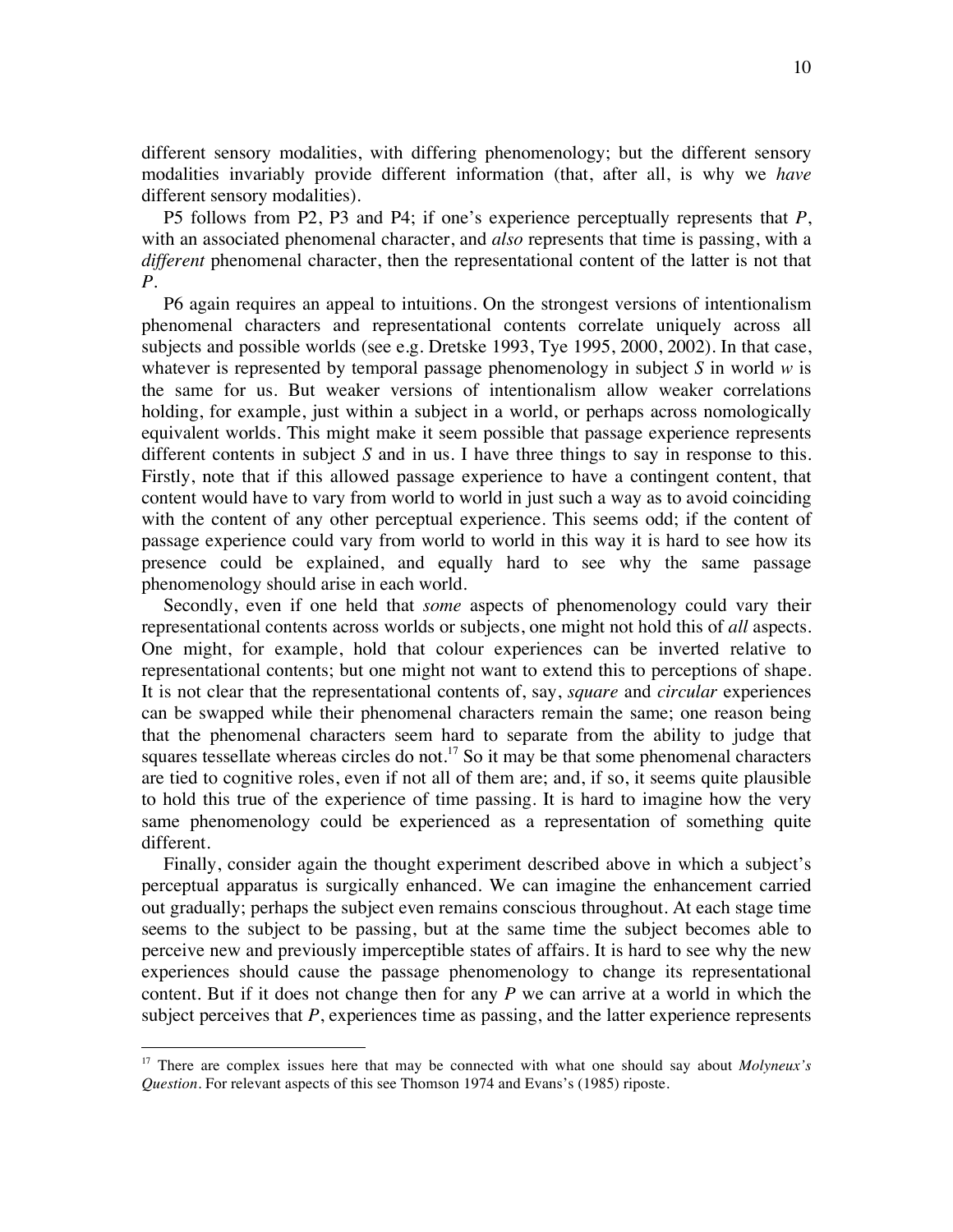different sensory modalities, with differing phenomenology; but the different sensory modalities invariably provide different information (that, after all, is why we *have* different sensory modalities).

P5 follows from P2, P3 and P4; if one's experience perceptually represents that *P*, with an associated phenomenal character, and *also* represents that time is passing, with a *different* phenomenal character, then the representational content of the latter is not that *P*.

P6 again requires an appeal to intuitions. On the strongest versions of intentionalism phenomenal characters and representational contents correlate uniquely across all subjects and possible worlds (see e.g. Dretske 1993, Tye 1995, 2000, 2002). In that case, whatever is represented by temporal passage phenomenology in subject *S* in world *w* is the same for us. But weaker versions of intentionalism allow weaker correlations holding, for example, just within a subject in a world, or perhaps across nomologically equivalent worlds. This might make it seem possible that passage experience represents different contents in subject *S* and in us. I have three things to say in response to this. Firstly, note that if this allowed passage experience to have a contingent content, that content would have to vary from world to world in just such a way as to avoid coinciding with the content of any other perceptual experience. This seems odd; if the content of passage experience could vary from world to world in this way it is hard to see how its presence could be explained, and equally hard to see why the same passage phenomenology should arise in each world.

Secondly, even if one held that *some* aspects of phenomenology could vary their representational contents across worlds or subjects, one might not hold this of *all* aspects. One might, for example, hold that colour experiences can be inverted relative to representational contents; but one might not want to extend this to perceptions of shape. It is not clear that the representational contents of, say, *square* and *circular* experiences can be swapped while their phenomenal characters remain the same; one reason being that the phenomenal characters seem hard to separate from the ability to judge that squares tessellate whereas circles do not.[17] So it may be that some phenomenal characters are tied to cognitive roles, even if not all of them are; and, if so, it seems quite plausible to hold this true of the experience of time passing. It is hard to imagine how the very same phenomenology could be experienced as a representation of something quite different.

Finally, consider again the thought experiment described above in which a subject's perceptual apparatus is surgically enhanced. We can imagine the enhancement carried out gradually; perhaps the subject even remains conscious throughout. At each stage time seems to the subject to be passing, but at the same time the subject becomes able to perceive new and previously imperceptible states of affairs. It is hard to see why the new experiences should cause the passage phenomenology to change its representational content. But if it does not change then for any *P* we can arrive at a world in which the subject perceives that *P*, experiences time as passing, and the latter experience represents

---

[17] There are complex issues here that may be connected with what one should say about *Molyneux's Question*. For relevant aspects of this see Thomson 1974 and Evans's (1985) riposte.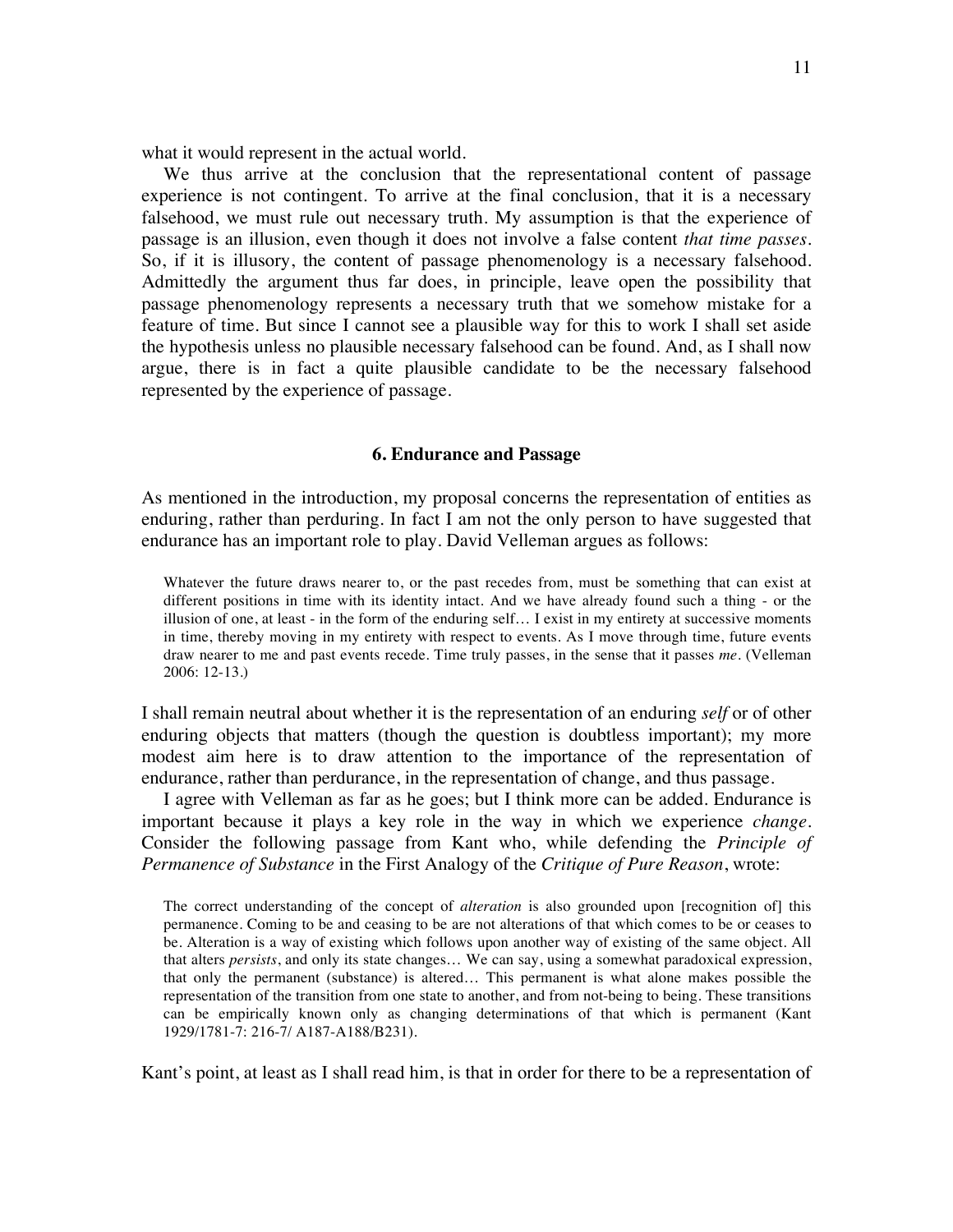what it would represent in the actual world.

We thus arrive at the conclusion that the representational content of passage experience is not contingent. To arrive at the final conclusion, that it is a necessary falsehood, we must rule out necessary truth. My assumption is that the experience of passage is an illusion, even though it does not involve a false content *that time passes*. So, if it is illusory, the content of passage phenomenology is a necessary falsehood. Admittedly the argument thus far does, in principle, leave open the possibility that passage phenomenology represents a necessary truth that we somehow mistake for a feature of time. But since I cannot see a plausible way for this to work I shall set aside the hypothesis unless no plausible necessary falsehood can be found. And, as I shall now argue, there is in fact a quite plausible candidate to be the necessary falsehood represented by the experience of passage.

## 6. Endurance and Passage

As mentioned in the introduction, my proposal concerns the representation of entities as enduring, rather than perduring. In fact I am not the only person to have suggested that endurance has an important role to play. David Velleman argues as follows:

> Whatever the future draws nearer to, or the past recedes from, must be something that can exist at different positions in time with its identity intact. And we have already found such a thing - or the illusion of one, at least - in the form of the enduring self… I exist in my entirety at successive moments in time, thereby moving in my entirety with respect to events. As I move through time, future events draw nearer to me and past events recede. Time truly passes, in the sense that it passes *me*. (Velleman 2006: 12-13.)

I shall remain neutral about whether it is the representation of an enduring *self* or of other enduring objects that matters (though the question is doubtless important); my more modest aim here is to draw attention to the importance of the representation of endurance, rather than perdurance, in the representation of change, and thus passage.

I agree with Velleman as far as he goes; but I think more can be added. Endurance is important because it plays a key role in the way in which we experience *change*. Consider the following passage from Kant who, while defending the *Principle of Permanence of Substance* in the First Analogy of the *Critique of Pure Reason*, wrote:

> The correct understanding of the concept of *alteration* is also grounded upon [recognition of] this permanence. Coming to be and ceasing to be are not alterations of that which comes to be or ceases to be. Alteration is a way of existing which follows upon another way of existing of the same object. All that alters *persists*, and only its state changes… We can say, using a somewhat paradoxical expression, that only the permanent (substance) is altered… This permanent is what alone makes possible the representation of the transition from one state to another, and from not-being to being. These transitions can be empirically known only as changing determinations of that which is permanent (Kant 1929/1781-7: 216-7/ A187-A188/B231).

Kant's point, at least as I shall read him, is that in order for there to be a representation of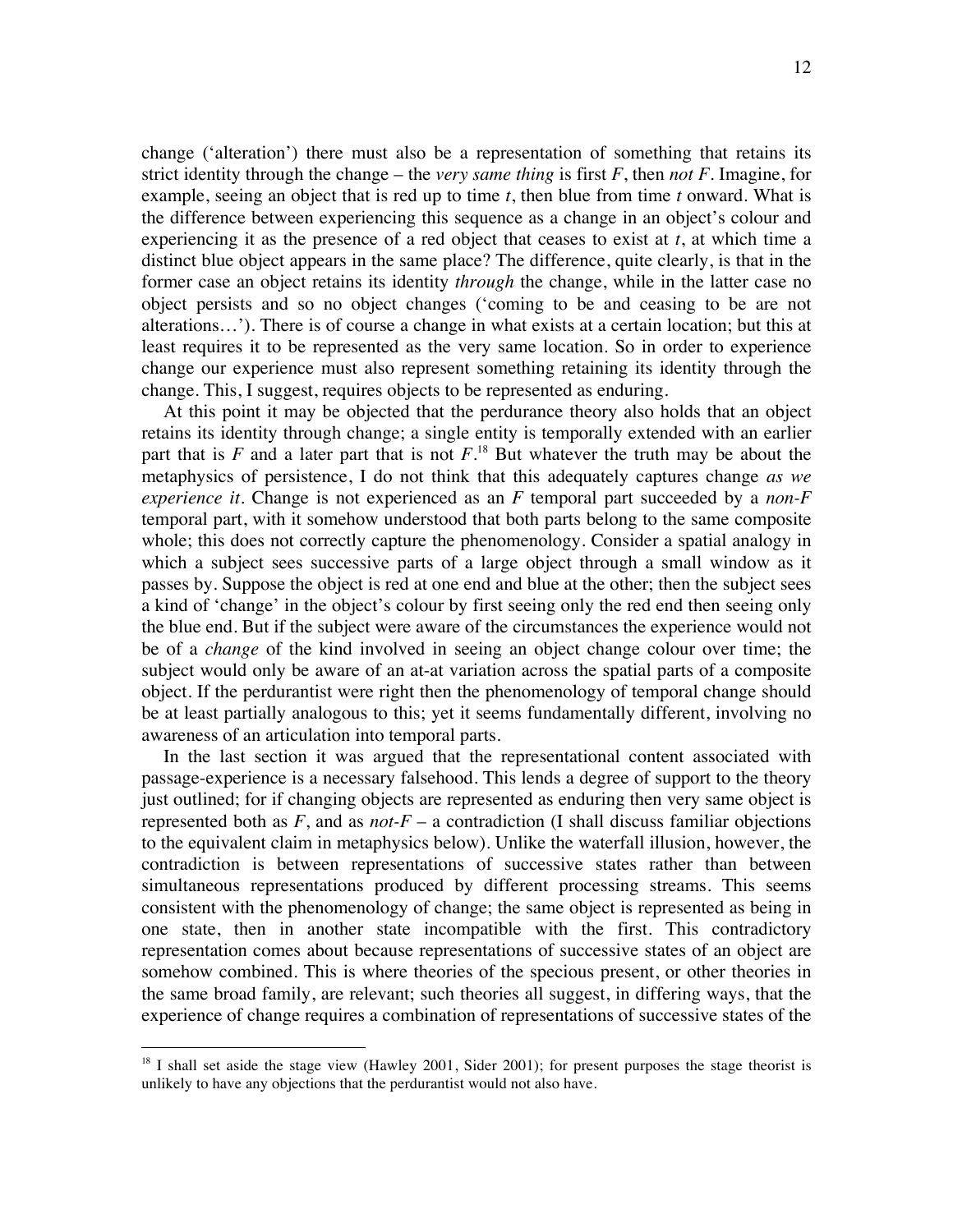change ('alteration') there must also be a representation of something that retains its strict identity through the change – the *very same thing* is first $F$, then *not* $F$. Imagine, for example, seeing an object that is red up to time $t$, then blue from time $t$ onward. What is the difference between experiencing this sequence as a change in an object's colour and experiencing it as the presence of a red object that ceases to exist at $t$, at which time a distinct blue object appears in the same place? The difference, quite clearly, is that in the former case an object retains its identity *through* the change, while in the latter case no object persists and so no object changes ('coming to be and ceasing to be are not alterations…'). There is of course a change in what exists at a certain location; but this at least requires it to be represented as the very same location. So in order to experience change our experience must also represent something retaining its identity through the change. This, I suggest, requires objects to be represented as enduring.

At this point it may be objected that the perdurance theory also holds that an object retains its identity through change; a single entity is temporally extended with an earlier part that is $F$ and a later part that is not $F$.[18] But whatever the truth may be about the metaphysics of persistence, I do not think that this adequately captures change *as we experience it*. Change is not experienced as an $F$ temporal part succeeded by a *non-F* temporal part, with it somehow understood that both parts belong to the same composite whole; this does not correctly capture the phenomenology. Consider a spatial analogy in which a subject sees successive parts of a large object through a small window as it passes by. Suppose the object is red at one end and blue at the other; then the subject sees a kind of 'change' in the object's colour by first seeing only the red end then seeing only the blue end. But if the subject were aware of the circumstances the experience would not be of a *change* of the kind involved in seeing an object change colour over time; the subject would only be aware of an at-at variation across the spatial parts of a composite object. If the perdurantist were right then the phenomenology of temporal change should be at least partially analogous to this; yet it seems fundamentally different, involving no awareness of an articulation into temporal parts.

In the last section it was argued that the representational content associated with passage-experience is a necessary falsehood. This lends a degree of support to the theory just outlined; for if changing objects are represented as enduring then very same object is represented both as $F$, and as *not-F* – a contradiction (I shall discuss familiar objections to the equivalent claim in metaphysics below). Unlike the waterfall illusion, however, the contradiction is between representations of successive states rather than between simultaneous representations produced by different processing streams. This seems consistent with the phenomenology of change; the same object is represented as being in one state, then in another state incompatible with the first. This contradictory representation comes about because representations of successive states of an object are somehow combined. This is where theories of the specious present, or other theories in the same broad family, are relevant; such theories all suggest, in differing ways, that the experience of change requires a combination of representations of successive states of the

[18] I shall set aside the stage view (Hawley 2001, Sider 2001); for present purposes the stage theorist is unlikely to have any objections that the perdurantist would not also have.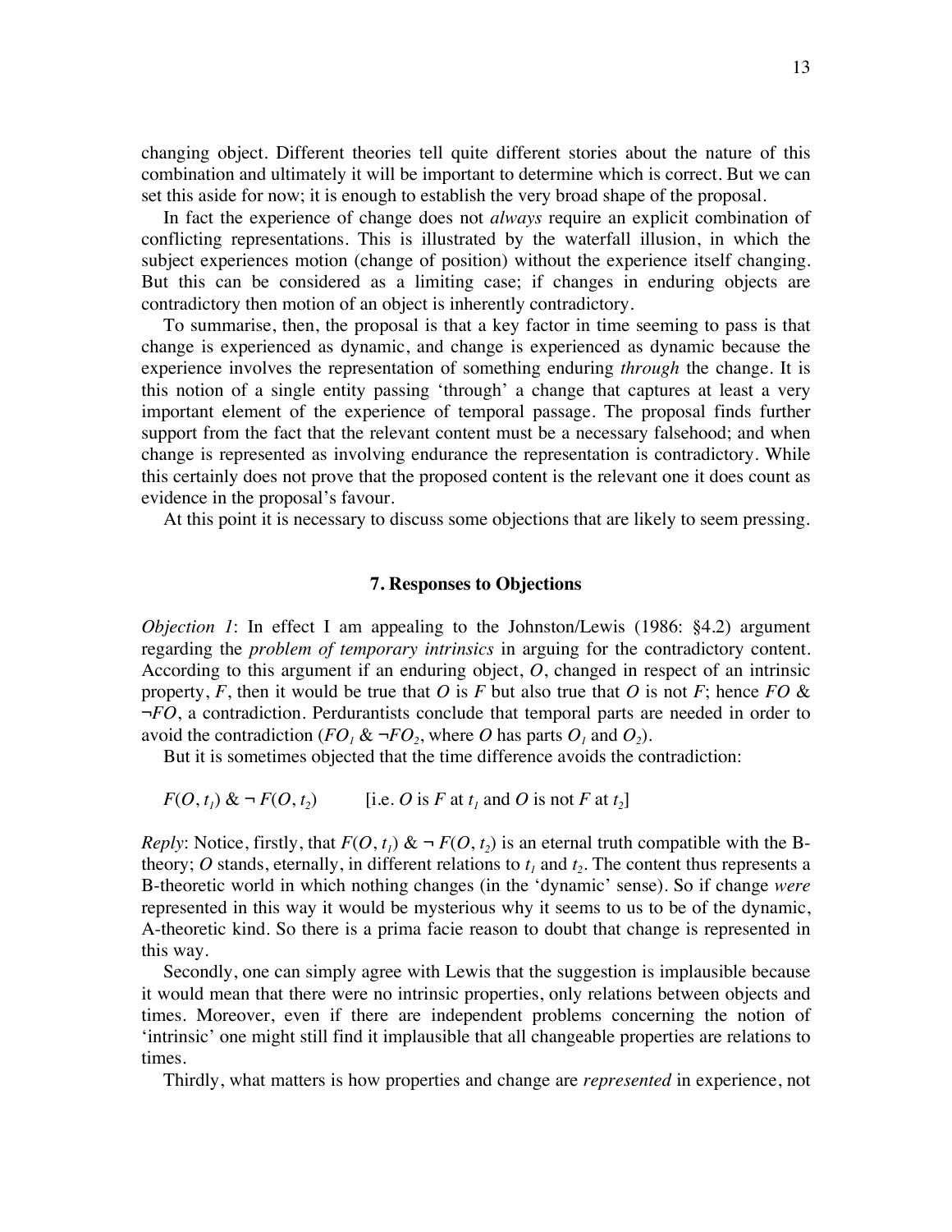changing object. Different theories tell quite different stories about the nature of this combination and ultimately it will be important to determine which is correct. But we can set this aside for now; it is enough to establish the very broad shape of the proposal.

In fact the experience of change does not *always* require an explicit combination of conflicting representations. This is illustrated by the waterfall illusion, in which the subject experiences motion (change of position) without the experience itself changing. But this can be considered as a limiting case; if changes in enduring objects are contradictory then motion of an object is inherently contradictory.

To summarise, then, the proposal is that a key factor in time seeming to pass is that change is experienced as dynamic, and change is experienced as dynamic because the experience involves the representation of something enduring *through* the change. It is this notion of a single entity passing 'through' a change that captures at least a very important element of the experience of temporal passage. The proposal finds further support from the fact that the relevant content must be a necessary falsehood; and when change is represented as involving endurance the representation is contradictory. While this certainly does not prove that the proposed content is the relevant one it does count as evidence in the proposal's favour.

At this point it is necessary to discuss some objections that are likely to seem pressing.

## 7. Responses to Objections

*Objection 1*: In effect I am appealing to the Johnston/Lewis (1986: §4.2) argument regarding the *problem of temporary intrinsics* in arguing for the contradictory content. According to this argument if an enduring object, $O$, changed in respect of an intrinsic property, $F$, then it would be true that $O$ is $F$ but also true that $O$ is not $F$; hence $FO$ & $\neg FO$, a contradiction. Perdurantists conclude that temporal parts are needed in order to avoid the contradiction ($FO_1$ & $\neg FO_2$, where $O$ has parts $O_1$ and $O_2$).

But it is sometimes objected that the time difference avoids the contradiction:

$F(O, t_1)$ & $\neg F(O, t_2)$ [i.e. $O$ is $F$ at $t_1$ and $O$ is not $F$ at $t_2$]

*Reply*: Notice, firstly, that $F(O, t_1)$ & $\neg F(O, t_2)$ is an eternal truth compatible with the B-theory; $O$ stands, eternally, in different relations to $t_1$ and $t_2$. The content thus represents a B-theoretic world in which nothing changes (in the 'dynamic' sense). So if change *were* represented in this way it would be mysterious why it seems to us to be of the dynamic, A-theoretic kind. So there is a prima facie reason to doubt that change is represented in this way.

Secondly, one can simply agree with Lewis that the suggestion is implausible because it would mean that there were no intrinsic properties, only relations between objects and times. Moreover, even if there are independent problems concerning the notion of 'intrinsic' one might still find it implausible that all changeable properties are relations to times.

Thirdly, what matters is how properties and change are *represented* in experience, not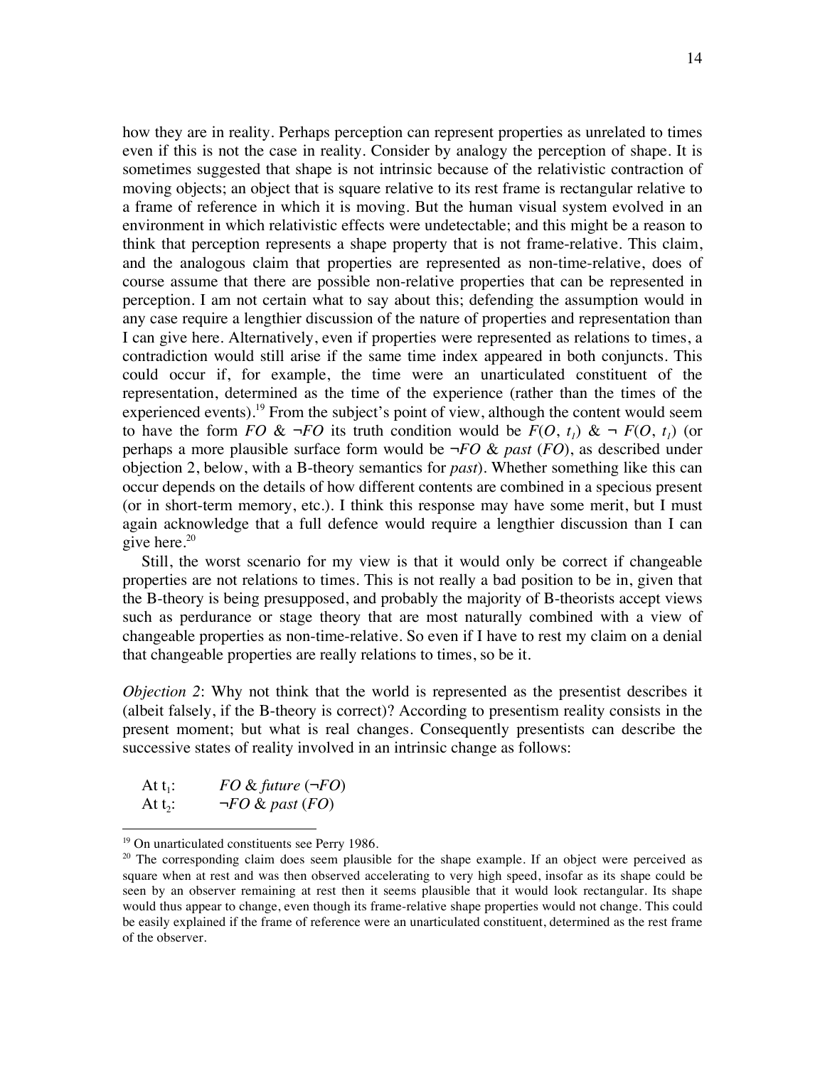how they are in reality. Perhaps perception can represent properties as unrelated to times even if this is not the case in reality. Consider by analogy the perception of shape. It is sometimes suggested that shape is not intrinsic because of the relativistic contraction of moving objects; an object that is square relative to its rest frame is rectangular relative to a frame of reference in which it is moving. But the human visual system evolved in an environment in which relativistic effects were undetectable; and this might be a reason to think that perception represents a shape property that is not frame-relative. This claim, and the analogous claim that properties are represented as non-time-relative, does of course assume that there are possible non-relative properties that can be represented in perception. I am not certain what to say about this; defending the assumption would in any case require a lengthier discussion of the nature of properties and representation than I can give here. Alternatively, even if properties were represented as relations to times, a contradiction would still arise if the same time index appeared in both conjuncts. This could occur if, for example, the time were an unarticulated constituent of the representation, determined as the time of the experience (rather than the times of the experienced events).[19] From the subject's point of view, although the content would seem to have the form $FO$ & $\neg FO$ its truth condition would be $F(O, t_1)$ & $\neg F(O, t_1)$ (or perhaps a more plausible surface form would be $\neg FO$ & *past* ($FO$), as described under objection 2, below, with a B-theory semantics for *past*). Whether something like this can occur depends on the details of how different contents are combined in a specious present (or in short-term memory, etc.). I think this response may have some merit, but I must again acknowledge that a full defence would require a lengthier discussion than I can give here.[20]

Still, the worst scenario for my view is that it would only be correct if changeable properties are not relations to times. This is not really a bad position to be in, given that the B-theory is being presupposed, and probably the majority of B-theorists accept views such as perdurance or stage theory that are most naturally combined with a view of changeable properties as non-time-relative. So even if I have to rest my claim on a denial that changeable properties are really relations to times, so be it.

*Objection 2*: Why not think that the world is represented as the presentist describes it (albeit falsely, if the B-theory is correct)? According to presentism reality consists in the present moment; but what is real changes. Consequently presentists can describe the successive states of reality involved in an intrinsic change as follows:

At $t_1$: $FO$ & *future* ($\neg FO$)
At $t_2$: $\neg FO$ & *past* ($FO$)

[19] On unarticulated constituents see Perry 1986.

[20] The corresponding claim does seem plausible for the shape example. If an object were perceived as square when at rest and was then observed accelerating to very high speed, insofar as its shape could be seen by an observer remaining at rest then it seems plausible that it would look rectangular. Its shape would thus appear to change, even though its frame-relative shape properties would not change. This could be easily explained if the frame of reference were an unarticulated constituent, determined as the rest frame of the observer.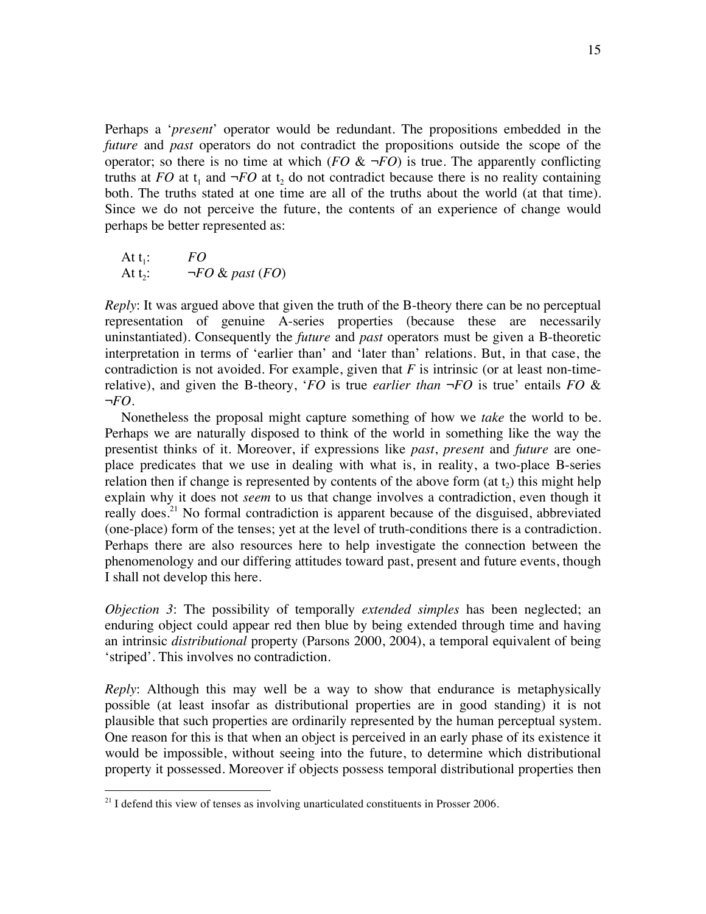Perhaps a '*present*' operator would be redundant. The propositions embedded in the *future* and *past* operators do not contradict the propositions outside the scope of the operator; so there is no time at which ($FO$ & $\neg FO$) is true. The apparently conflicting truths at $FO$ at $t_1$ and $\neg FO$ at $t_2$ do not contradict because there is no reality containing both. The truths stated at one time are all of the truths about the world (at that time). Since we do not perceive the future, the contents of an experience of change would perhaps be better represented as:

At $t_1$: $FO$
At $t_2$: $\neg FO$ & *past* ($FO$)

*Reply*: It was argued above that given the truth of the B-theory there can be no perceptual representation of genuine A-series properties (because these are necessarily uninstantiated). Consequently the *future* and *past* operators must be given a B-theoretic interpretation in terms of 'earlier than' and 'later than' relations. But, in that case, the contradiction is not avoided. For example, given that $F$ is intrinsic (or at least non-time-relative), and given the B-theory, '$FO$ is true *earlier than* $\neg FO$ is true' entails $FO$ & $\neg FO$.

Nonetheless the proposal might capture something of how we *take* the world to be. Perhaps we are naturally disposed to think of the world in something like the way the presentist thinks of it. Moreover, if expressions like *past*, *present* and *future* are one-place predicates that we use in dealing with what is, in reality, a two-place B-series relation then if change is represented by contents of the above form (at $t_2$) this might help explain why it does not *seem* to us that change involves a contradiction, even though it really does.[21] No formal contradiction is apparent because of the disguised, abbreviated (one-place) form of the tenses; yet at the level of truth-conditions there is a contradiction. Perhaps there are also resources here to help investigate the connection between the phenomenology and our differing attitudes toward past, present and future events, though I shall not develop this here.

*Objection 3*: The possibility of temporally *extended simples* has been neglected; an enduring object could appear red then blue by being extended through time and having an intrinsic *distributional* property (Parsons 2000, 2004), a temporal equivalent of being 'striped'. This involves no contradiction.

*Reply*: Although this may well be a way to show that endurance is metaphysically possible (at least insofar as distributional properties are in good standing) it is not plausible that such properties are ordinarily represented by the human perceptual system. One reason for this is that when an object is perceived in an early phase of its existence it would be impossible, without seeing into the future, to determine which distributional property it possessed. Moreover if objects possess temporal distributional properties then

[21] I defend this view of tenses as involving unarticulated constituents in Prosser 2006.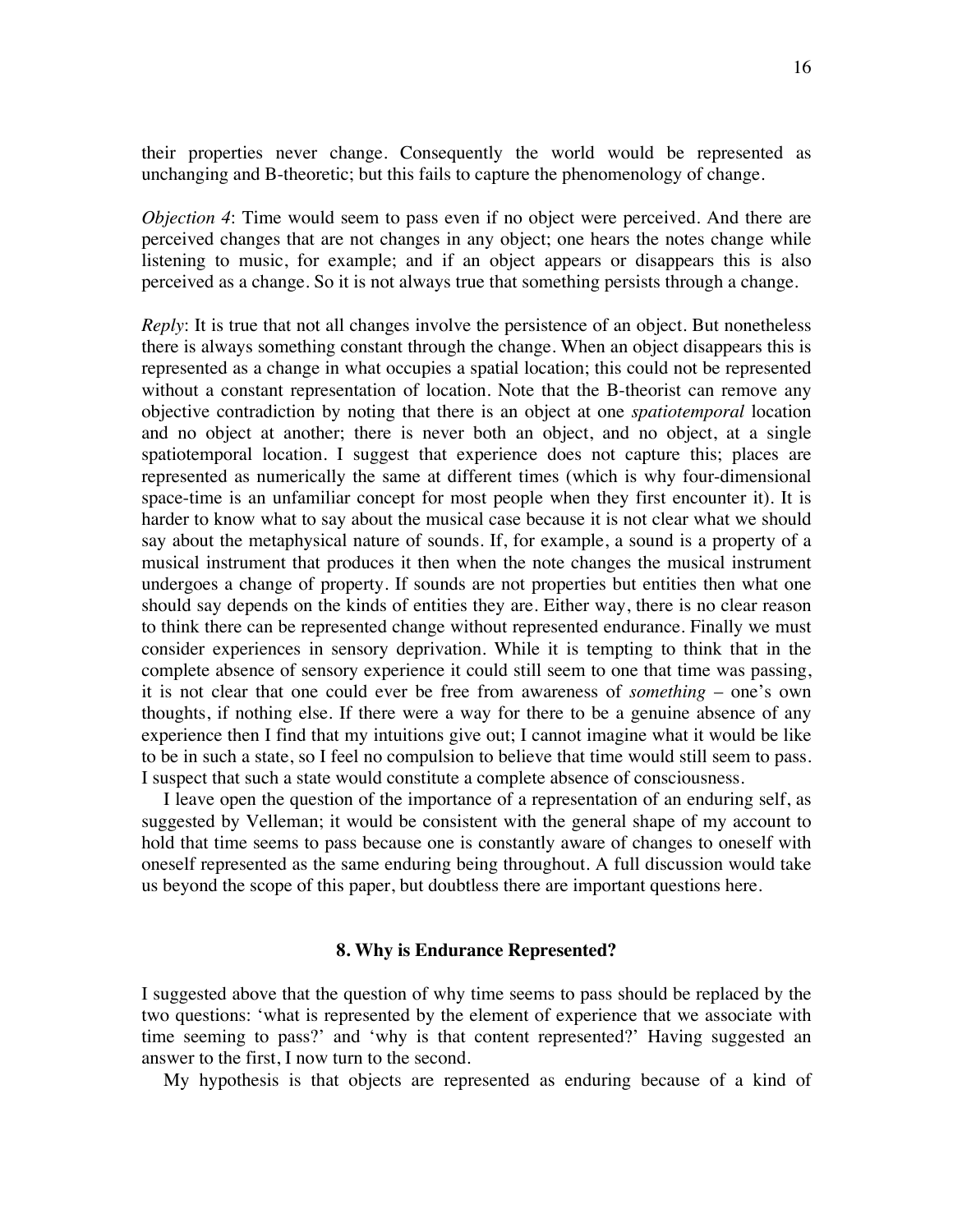their properties never change. Consequently the world would be represented as unchanging and B-theoretic; but this fails to capture the phenomenology of change.

*Objection 4*: Time would seem to pass even if no object were perceived. And there are perceived changes that are not changes in any object; one hears the notes change while listening to music, for example; and if an object appears or disappears this is also perceived as a change. So it is not always true that something persists through a change.

*Reply*: It is true that not all changes involve the persistence of an object. But nonetheless there is always something constant through the change. When an object disappears this is represented as a change in what occupies a spatial location; this could not be represented without a constant representation of location. Note that the B-theorist can remove any objective contradiction by noting that there is an object at one *spatiotemporal* location and no object at another; there is never both an object, and no object, at a single spatiotemporal location. I suggest that experience does not capture this; places are represented as numerically the same at different times (which is why four-dimensional space-time is an unfamiliar concept for most people when they first encounter it). It is harder to know what to say about the musical case because it is not clear what we should say about the metaphysical nature of sounds. If, for example, a sound is a property of a musical instrument that produces it then when the note changes the musical instrument undergoes a change of property. If sounds are not properties but entities then what one should say depends on the kinds of entities they are. Either way, there is no clear reason to think there can be represented change without represented endurance. Finally we must consider experiences in sensory deprivation. While it is tempting to think that in the complete absence of sensory experience it could still seem to one that time was passing, it is not clear that one could ever be free from awareness of *something* – one's own thoughts, if nothing else. If there were a way for there to be a genuine absence of any experience then I find that my intuitions give out; I cannot imagine what it would be like to be in such a state, so I feel no compulsion to believe that time would still seem to pass. I suspect that such a state would constitute a complete absence of consciousness.

I leave open the question of the importance of a representation of an enduring self, as suggested by Velleman; it would be consistent with the general shape of my account to hold that time seems to pass because one is constantly aware of changes to oneself with oneself represented as the same enduring being throughout. A full discussion would take us beyond the scope of this paper, but doubtless there are important questions here.

## 8. Why is Endurance Represented?

I suggested above that the question of why time seems to pass should be replaced by the two questions: 'what is represented by the element of experience that we associate with time seeming to pass?' and 'why is that content represented?' Having suggested an answer to the first, I now turn to the second.

My hypothesis is that objects are represented as enduring because of a kind of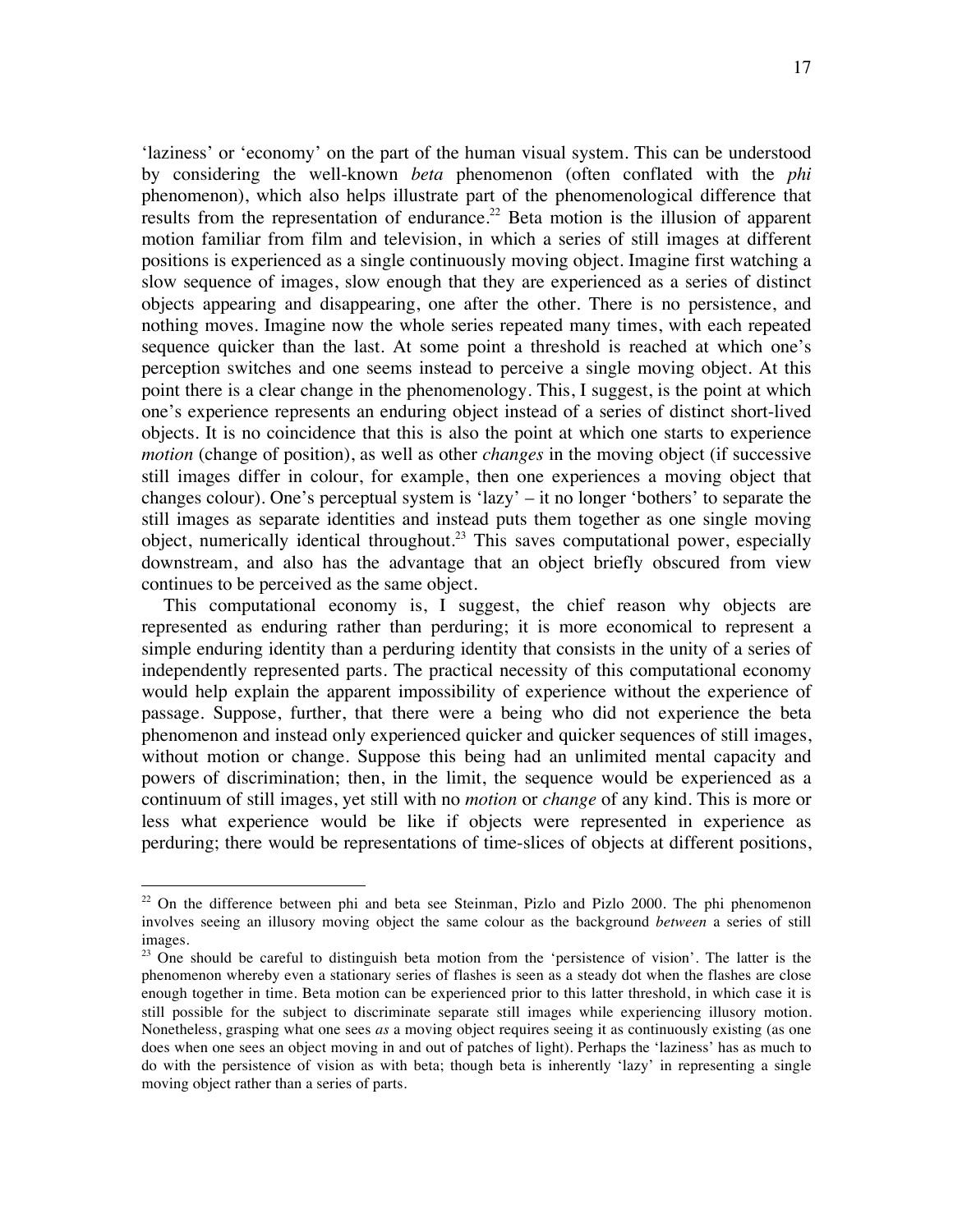'laziness' or 'economy' on the part of the human visual system. This can be understood by considering the well-known *beta* phenomenon (often conflated with the *phi* phenomenon), which also helps illustrate part of the phenomenological difference that results from the representation of endurance.[22] Beta motion is the illusion of apparent motion familiar from film and television, in which a series of still images at different positions is experienced as a single continuously moving object. Imagine first watching a slow sequence of images, slow enough that they are experienced as a series of distinct objects appearing and disappearing, one after the other. There is no persistence, and nothing moves. Imagine now the whole series repeated many times, with each repeated sequence quicker than the last. At some point a threshold is reached at which one's perception switches and one seems instead to perceive a single moving object. At this point there is a clear change in the phenomenology. This, I suggest, is the point at which one's experience represents an enduring object instead of a series of distinct short-lived objects. It is no coincidence that this is also the point at which one starts to experience *motion* (change of position), as well as other *changes* in the moving object (if successive still images differ in colour, for example, then one experiences a moving object that changes colour). One's perceptual system is 'lazy' – it no longer 'bothers' to separate the still images as separate identities and instead puts them together as one single moving object, numerically identical throughout.[23] This saves computational power, especially downstream, and also has the advantage that an object briefly obscured from view continues to be perceived as the same object.

This computational economy is, I suggest, the chief reason why objects are represented as enduring rather than perduring; it is more economical to represent a simple enduring identity than a perduring identity that consists in the unity of a series of independently represented parts. The practical necessity of this computational economy would help explain the apparent impossibility of experience without the experience of passage. Suppose, further, that there were a being who did not experience the beta phenomenon and instead only experienced quicker and quicker sequences of still images, without motion or change. Suppose this being had an unlimited mental capacity and powers of discrimination; then, in the limit, the sequence would be experienced as a continuum of still images, yet still with no *motion* or *change* of any kind. This is more or less what experience would be like if objects were represented in experience as perduring; there would be representations of time-slices of objects at different positions,

[22] On the difference between phi and beta see Steinman, Pizlo and Pizlo 2000. The phi phenomenon involves seeing an illusory moving object the same colour as the background *between* a series of still images.

[23] One should be careful to distinguish beta motion from the 'persistence of vision'. The latter is the phenomenon whereby even a stationary series of flashes is seen as a steady dot when the flashes are close enough together in time. Beta motion can be experienced prior to this latter threshold, in which case it is still possible for the subject to discriminate separate still images while experiencing illusory motion. Nonetheless, grasping what one sees *as* a moving object requires seeing it as continuously existing (as one does when one sees an object moving in and out of patches of light). Perhaps the 'laziness' has as much to do with the persistence of vision as with beta; though beta is inherently 'lazy' in representing a single moving object rather than a series of parts.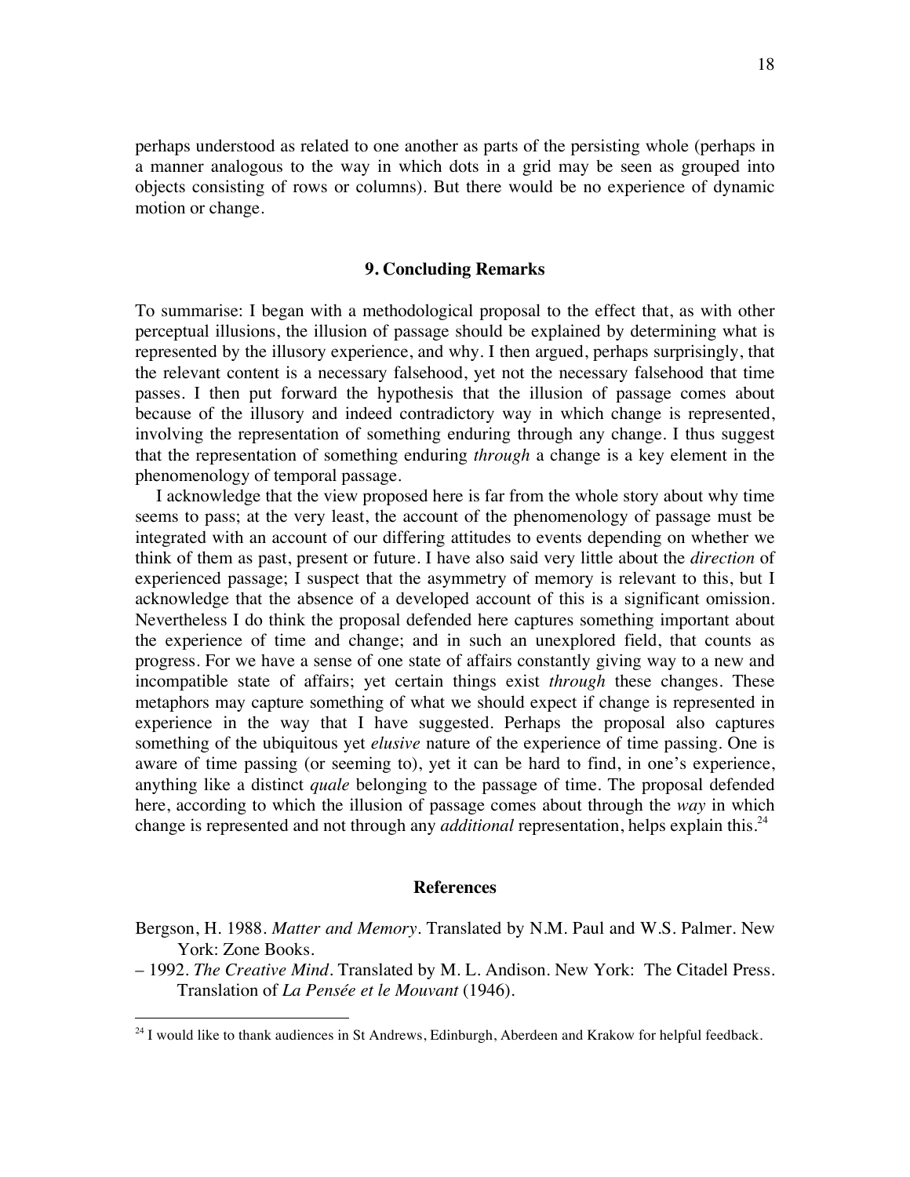perhaps understood as related to one another as parts of the persisting whole (perhaps in a manner analogous to the way in which dots in a grid may be seen as grouped into objects consisting of rows or columns). But there would be no experience of dynamic motion or change.

## 9. Concluding Remarks

To summarise: I began with a methodological proposal to the effect that, as with other perceptual illusions, the illusion of passage should be explained by determining what is represented by the illusory experience, and why. I then argued, perhaps surprisingly, that the relevant content is a necessary falsehood, yet not the necessary falsehood that time passes. I then put forward the hypothesis that the illusion of passage comes about because of the illusory and indeed contradictory way in which change is represented, involving the representation of something enduring through any change. I thus suggest that the representation of something enduring *through* a change is a key element in the phenomenology of temporal passage.

I acknowledge that the view proposed here is far from the whole story about why time seems to pass; at the very least, the account of the phenomenology of passage must be integrated with an account of our differing attitudes to events depending on whether we think of them as past, present or future. I have also said very little about the *direction* of experienced passage; I suspect that the asymmetry of memory is relevant to this, but I acknowledge that the absence of a developed account of this is a significant omission. Nevertheless I do think the proposal defended here captures something important about the experience of time and change; and in such an unexplored field, that counts as progress. For we have a sense of one state of affairs constantly giving way to a new and incompatible state of affairs; yet certain things exist *through* these changes. These metaphors may capture something of what we should expect if change is represented in experience in the way that I have suggested. Perhaps the proposal also captures something of the ubiquitous yet *elusive* nature of the experience of time passing. One is aware of time passing (or seeming to), yet it can be hard to find, in one's experience, anything like a distinct *quale* belonging to the passage of time. The proposal defended here, according to which the illusion of passage comes about through the *way* in which change is represented and not through any *additional* representation, helps explain this.[24]

## References

Bergson, H. 1988. *Matter and Memory*. Translated by N.M. Paul and W.S. Palmer. New York: Zone Books.

– 1992. *The Creative Mind*. Translated by M. L. Andison. New York: The Citadel Press. Translation of *La Pensée et le Mouvant* (1946).

[24] I would like to thank audiences in St Andrews, Edinburgh, Aberdeen and Krakow for helpful feedback.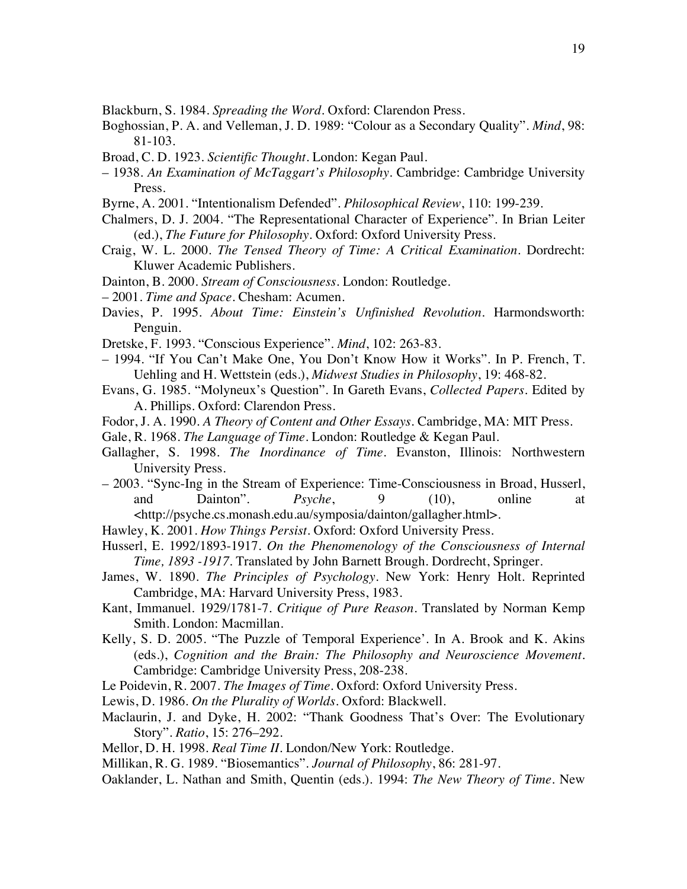Blackburn, S. 1984. *Spreading the Word*. Oxford: Clarendon Press.

Boghossian, P. A. and Velleman, J. D. 1989: "Colour as a Secondary Quality". *Mind*, 98: 81-103.

Broad, C. D. 1923. *Scientific Thought*. London: Kegan Paul.

– 1938. *An Examination of McTaggart's Philosophy*. Cambridge: Cambridge University Press.

Byrne, A. 2001. "Intentionalism Defended". *Philosophical Review*, 110: 199-239.

Chalmers, D. J. 2004. "The Representational Character of Experience". In Brian Leiter (ed.), *The Future for Philosophy*. Oxford: Oxford University Press.

Craig, W. L. 2000. *The Tensed Theory of Time: A Critical Examination*. Dordrecht: Kluwer Academic Publishers.

Dainton, B. 2000. *Stream of Consciousness*. London: Routledge.

– 2001. *Time and Space*. Chesham: Acumen.

Davies, P. 1995. *About Time: Einstein's Unfinished Revolution*. Harmondsworth: Penguin.

Dretske, F. 1993. "Conscious Experience". *Mind*, 102: 263-83.

– 1994. "If You Can't Make One, You Don't Know How it Works". In P. French, T. Uehling and H. Wettstein (eds.), *Midwest Studies in Philosophy*, 19: 468-82.

Evans, G. 1985. "Molyneux's Question". In Gareth Evans, *Collected Papers*. Edited by A. Phillips. Oxford: Clarendon Press.

Fodor, J. A. 1990. *A Theory of Content and Other Essays*. Cambridge, MA: MIT Press.

Gale, R. 1968. *The Language of Time*. London: Routledge & Kegan Paul.

Gallagher, S. 1998. *The Inordinance of Time*. Evanston, Illinois: Northwestern University Press.

– 2003. "Sync-Ing in the Stream of Experience: Time-Consciousness in Broad, Husserl, and Dainton". *Psyche*, 9 (10), online at <http://psyche.cs.monash.edu.au/symposia/dainton/gallagher.html>.

Hawley, K. 2001. *How Things Persist*. Oxford: Oxford University Press.

Husserl, E. 1992/1893-1917. *On the Phenomenology of the Consciousness of Internal Time, 1893 -1917*. Translated by John Barnett Brough. Dordrecht, Springer.

James, W. 1890. *The Principles of Psychology*. New York: Henry Holt. Reprinted Cambridge, MA: Harvard University Press, 1983.

Kant, Immanuel. 1929/1781-7. *Critique of Pure Reason*. Translated by Norman Kemp Smith. London: Macmillan.

Kelly, S. D. 2005. "The Puzzle of Temporal Experience'. In A. Brook and K. Akins (eds.), *Cognition and the Brain: The Philosophy and Neuroscience Movement*. Cambridge: Cambridge University Press, 208-238.

Le Poidevin, R. 2007. *The Images of Time*. Oxford: Oxford University Press.

Lewis, D. 1986. *On the Plurality of Worlds*. Oxford: Blackwell.

Maclaurin, J. and Dyke, H. 2002: "Thank Goodness That's Over: The Evolutionary Story". *Ratio*, 15: 276–292.

Mellor, D. H. 1998. *Real Time II*. London/New York: Routledge.

Millikan, R. G. 1989. "Biosemantics". *Journal of Philosophy*, 86: 281-97.

Oaklander, L. Nathan and Smith, Quentin (eds.). 1994: *The New Theory of Time*. New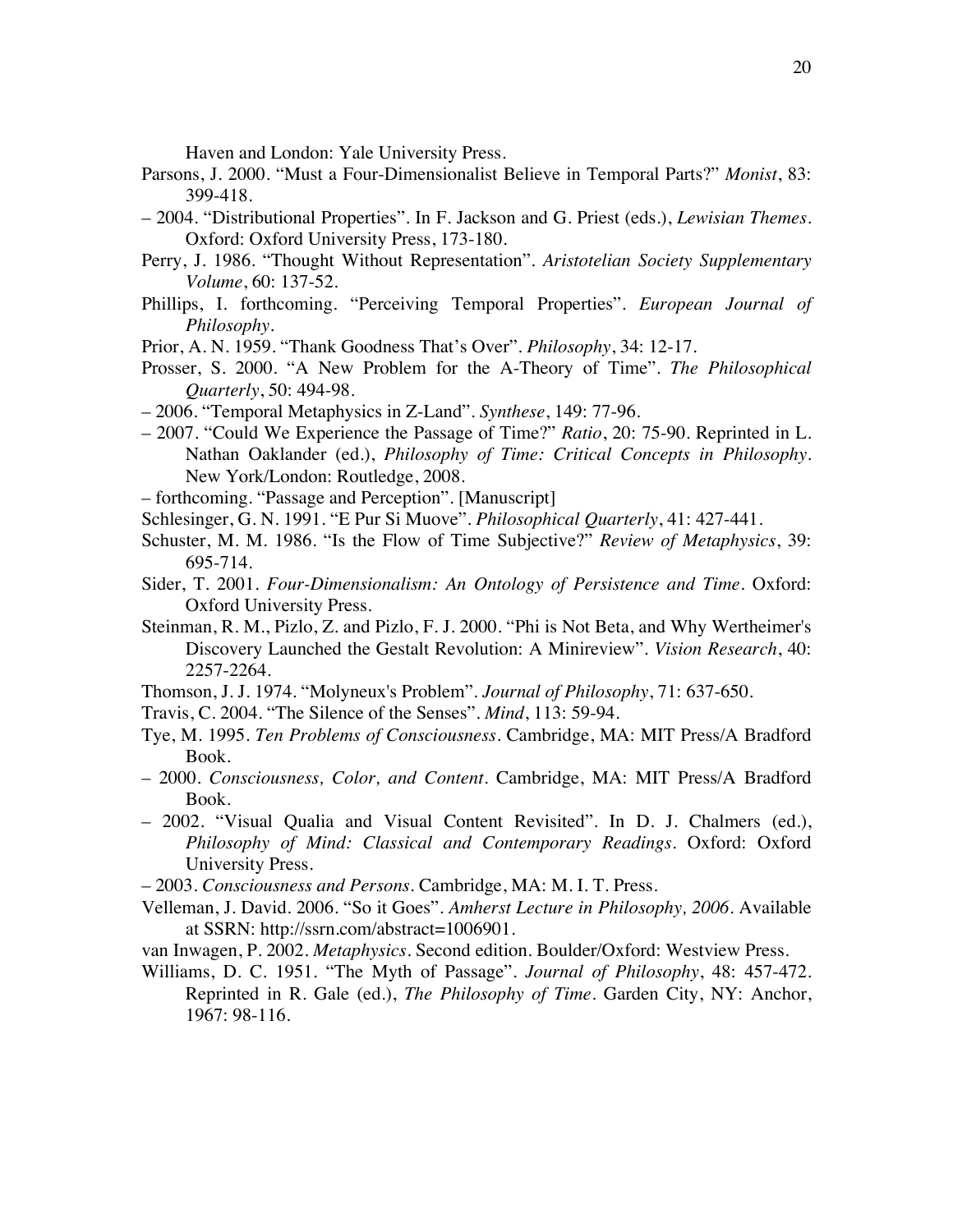Haven and London: Yale University Press.

Parsons, J. 2000. "Must a Four-Dimensionalist Believe in Temporal Parts?" *Monist*, 83: 399-418.

– 2004. "Distributional Properties". In F. Jackson and G. Priest (eds.), *Lewisian Themes*. Oxford: Oxford University Press, 173-180.

Perry, J. 1986. "Thought Without Representation". *Aristotelian Society Supplementary Volume*, 60: 137-52.

Phillips, I. forthcoming. "Perceiving Temporal Properties". *European Journal of Philosophy*.

Prior, A. N. 1959. "Thank Goodness That's Over". *Philosophy*, 34: 12-17.

Prosser, S. 2000. "A New Problem for the A-Theory of Time". *The Philosophical Quarterly*, 50: 494-98.

– 2006. "Temporal Metaphysics in Z-Land". *Synthese*, 149: 77-96.

– 2007. "Could We Experience the Passage of Time?" *Ratio*, 20: 75-90. Reprinted in L. Nathan Oaklander (ed.), *Philosophy of Time: Critical Concepts in Philosophy*. New York/London: Routledge, 2008.

– forthcoming. "Passage and Perception". [Manuscript]

Schlesinger, G. N. 1991. "E Pur Si Muove". *Philosophical Quarterly*, 41: 427-441.

Schuster, M. M. 1986. "Is the Flow of Time Subjective?" *Review of Metaphysics*, 39: 695-714.

Sider, T. 2001. *Four-Dimensionalism: An Ontology of Persistence and Time*. Oxford: Oxford University Press.

Steinman, R. M., Pizlo, Z. and Pizlo, F. J. 2000. "Phi is Not Beta, and Why Wertheimer's Discovery Launched the Gestalt Revolution: A Minireview". *Vision Research*, 40: 2257-2264.

Thomson, J. J. 1974. "Molyneux's Problem". *Journal of Philosophy*, 71: 637-650.

Travis, C. 2004. "The Silence of the Senses". *Mind*, 113: 59-94.

Tye, M. 1995. *Ten Problems of Consciousness*. Cambridge, MA: MIT Press/A Bradford Book.

– 2000. *Consciousness, Color, and Content*. Cambridge, MA: MIT Press/A Bradford Book.

– 2002. "Visual Qualia and Visual Content Revisited". In D. J. Chalmers (ed.), *Philosophy of Mind: Classical and Contemporary Readings*. Oxford: Oxford University Press.

– 2003. *Consciousness and Persons*. Cambridge, MA: M. I. T. Press.

Velleman, J. David. 2006. "So it Goes". *Amherst Lecture in Philosophy, 2006*. Available at SSRN: http://ssrn.com/abstract=1006901.

van Inwagen, P. 2002. *Metaphysics*. Second edition. Boulder/Oxford: Westview Press.

Williams, D. C. 1951. "The Myth of Passage". *Journal of Philosophy*, 48: 457-472. Reprinted in R. Gale (ed.), *The Philosophy of Time*. Garden City, NY: Anchor, 1967: 98-116.